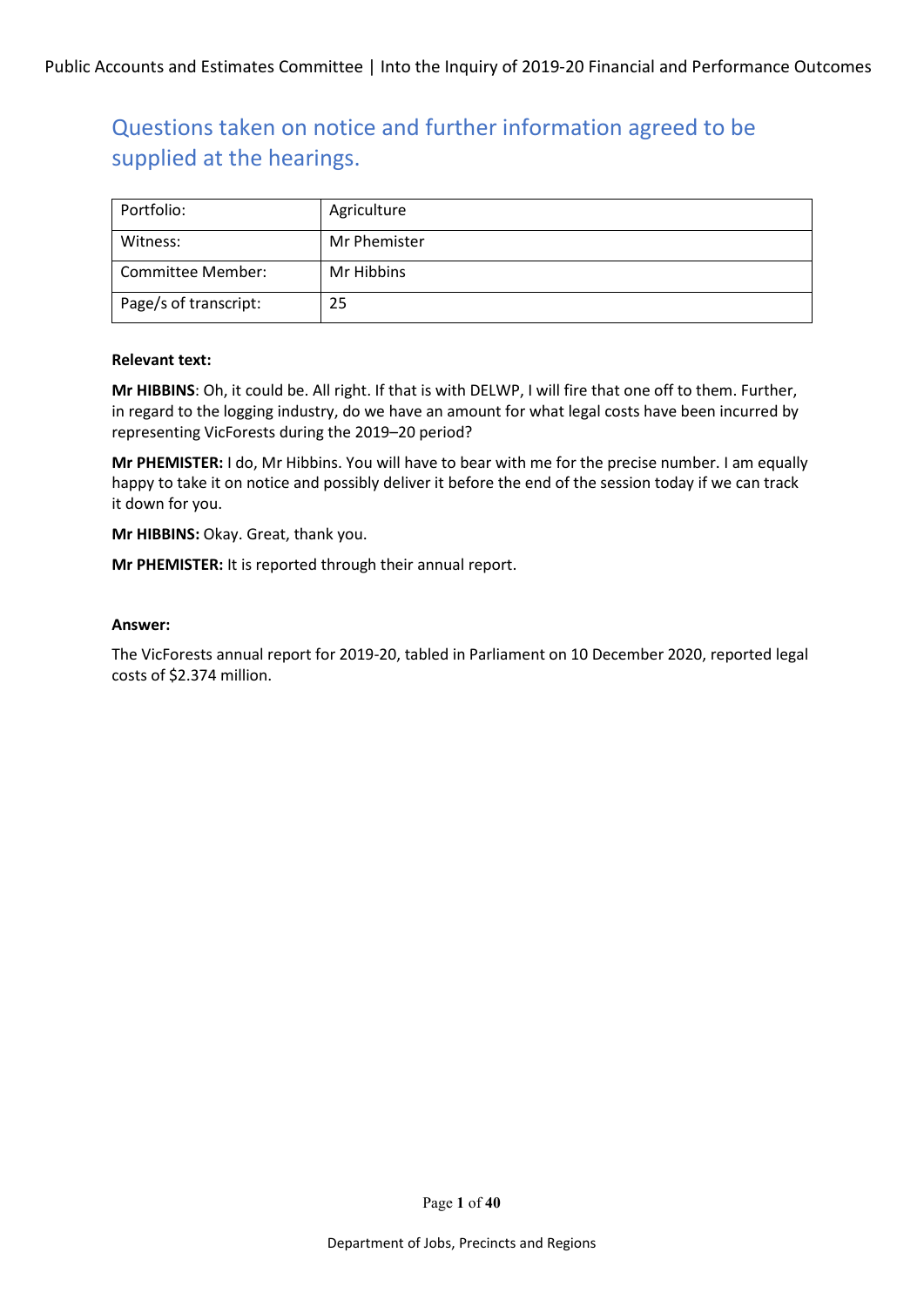## Questions taken on notice and further information agreed to be supplied at the hearings.

| Portfolio: | Agriculture |
|---|---|
| Witness: | Mr Phemister |
| Committee Member: | Mr Hibbins |
| Page/s of transcript: | 25 |

**Relevant text:**

**Mr HIBBINS**: Oh, it could be. All right. If that is with DELWP, I will fire that one off to them. Further, in regard to the logging industry, do we have an amount for what legal costs have been incurred by representing VicForests during the 2019–20 period?

**Mr PHEMISTER:** I do, Mr Hibbins. You will have to bear with me for the precise number. I am equally happy to take it on notice and possibly deliver it before the end of the session today if we can track it down for you.

**Mr HIBBINS:** Okay. Great, thank you.

**Mr PHEMISTER:** It is reported through their annual report.

**Answer:**

The VicForests annual report for 2019-20, tabled in Parliament on 10 December 2020, reported legal costs of $2.374 million.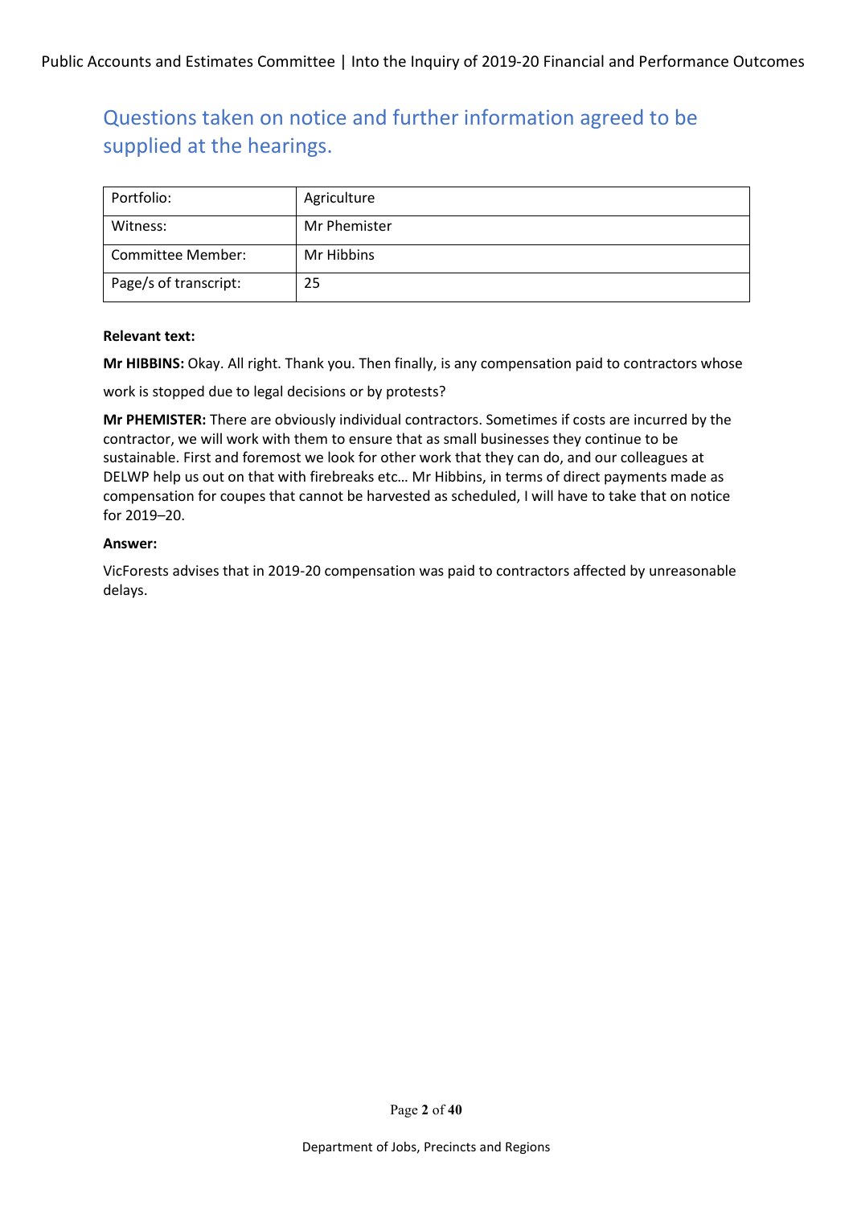## Questions taken on notice and further information agreed to be supplied at the hearings.

| Portfolio: | Agriculture |
|---|---|
| Witness: | Mr Phemister |
| Committee Member: | Mr Hibbins |
| Page/s of transcript: | 25 |

**Relevant text:**

**Mr HIBBINS:** Okay. All right. Thank you. Then finally, is any compensation paid to contractors whose work is stopped due to legal decisions or by protests?

**Mr PHEMISTER:** There are obviously individual contractors. Sometimes if costs are incurred by the contractor, we will work with them to ensure that as small businesses they continue to be sustainable. First and foremost we look for other work that they can do, and our colleagues at DELWP help us out on that with firebreaks etc… Mr Hibbins, in terms of direct payments made as compensation for coupes that cannot be harvested as scheduled, I will have to take that on notice for 2019–20.

**Answer:**

VicForests advises that in 2019-20 compensation was paid to contractors affected by unreasonable delays.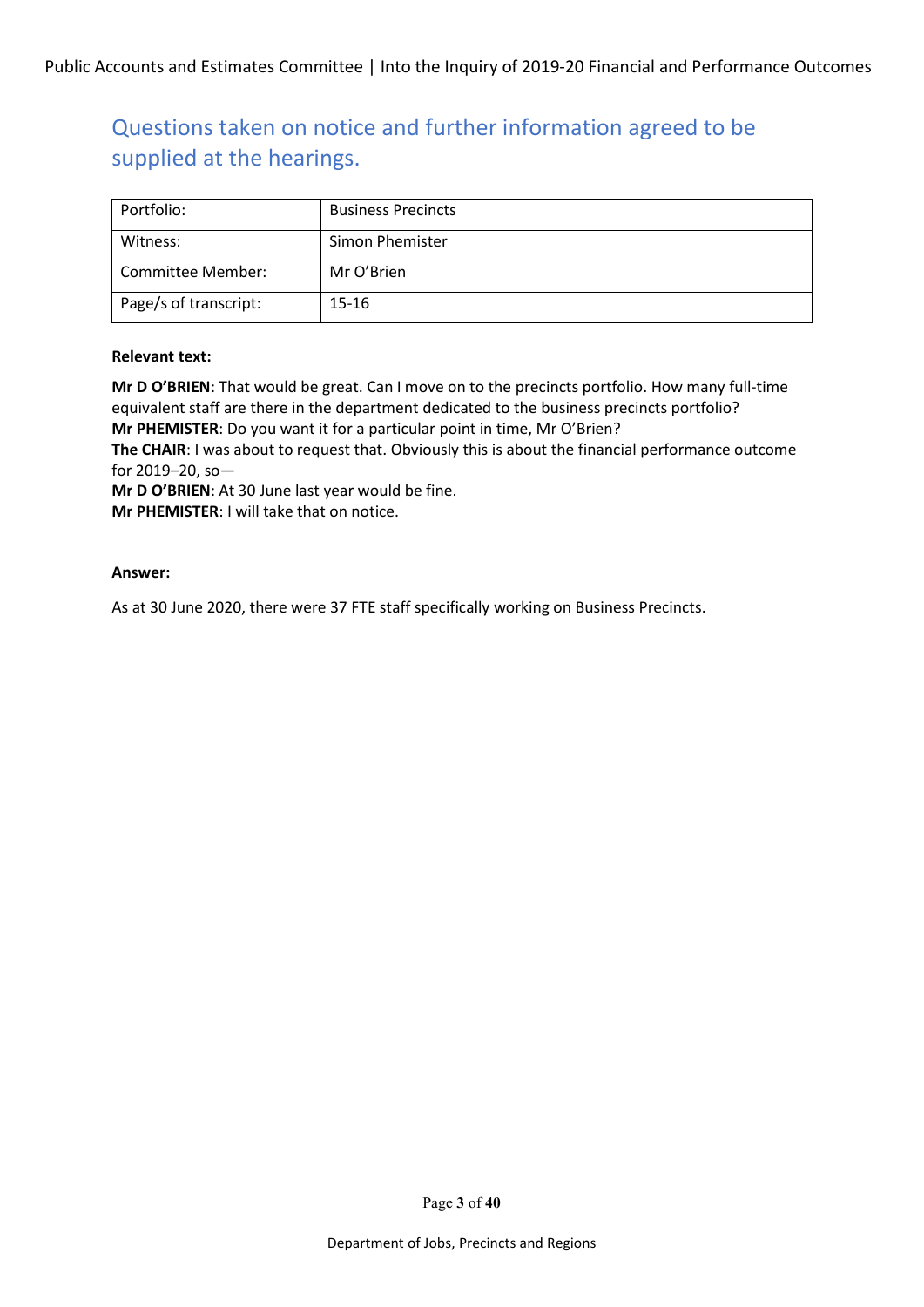## Questions taken on notice and further information agreed to be supplied at the hearings.

| Portfolio: | Business Precincts |
|---|---|
| Witness: | Simon Phemister |
| Committee Member: | Mr O'Brien |
| Page/s of transcript: | 15-16 |

**Relevant text:**

**Mr D O'BRIEN**: That would be great. Can I move on to the precincts portfolio. How many full-time equivalent staff are there in the department dedicated to the business precincts portfolio?
**Mr PHEMISTER**: Do you want it for a particular point in time, Mr O'Brien?
**The CHAIR**: I was about to request that. Obviously this is about the financial performance outcome for 2019–20, so—
**Mr D O'BRIEN**: At 30 June last year would be fine.
**Mr PHEMISTER**: I will take that on notice.

**Answer:**

As at 30 June 2020, there were 37 FTE staff specifically working on Business Precincts.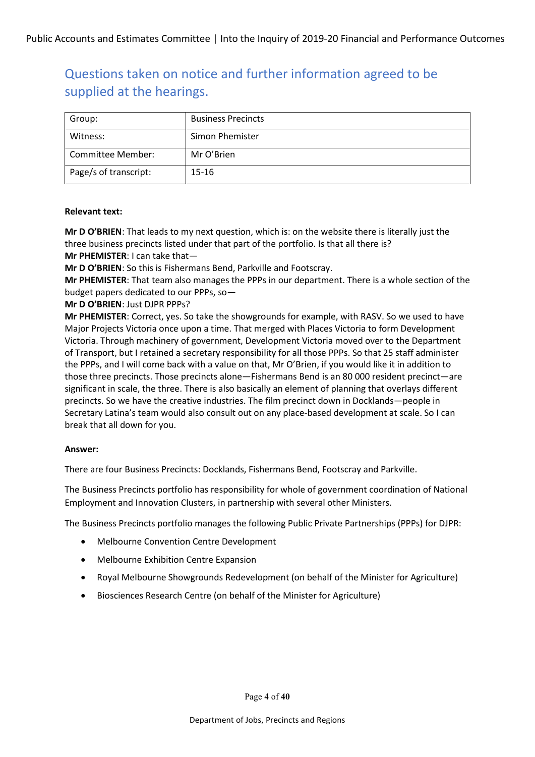## Questions taken on notice and further information agreed to be supplied at the hearings.

| Group: | Business Precincts |
|---|---|
| Witness: | Simon Phemister |
| Committee Member: | Mr O'Brien |
| Page/s of transcript: | 15-16 |

**Relevant text:**

**Mr D O'BRIEN**: That leads to my next question, which is: on the website there is literally just the three business precincts listed under that part of the portfolio. Is that all there is?
**Mr PHEMISTER**: I can take that—
**Mr D O'BRIEN**: So this is Fishermans Bend, Parkville and Footscray.
**Mr PHEMISTER**: That team also manages the PPPs in our department. There is a whole section of the budget papers dedicated to our PPPs, so—
**Mr D O'BRIEN**: Just DJPR PPPs?
**Mr PHEMISTER**: Correct, yes. So take the showgrounds for example, with RASV. So we used to have Major Projects Victoria once upon a time. That merged with Places Victoria to form Development Victoria. Through machinery of government, Development Victoria moved over to the Department of Transport, but I retained a secretary responsibility for all those PPPs. So that 25 staff administer the PPPs, and I will come back with a value on that, Mr O'Brien, if you would like it in addition to those three precincts. Those precincts alone—Fishermans Bend is an 80 000 resident precinct—are significant in scale, the three. There is also basically an element of planning that overlays different precincts. So we have the creative industries. The film precinct down in Docklands—people in Secretary Latina's team would also consult out on any place-based development at scale. So I can break that all down for you.

**Answer:**

There are four Business Precincts: Docklands, Fishermans Bend, Footscray and Parkville.

The Business Precincts portfolio has responsibility for whole of government coordination of National Employment and Innovation Clusters, in partnership with several other Ministers.

The Business Precincts portfolio manages the following Public Private Partnerships (PPPs) for DJPR:

- Melbourne Convention Centre Development
- Melbourne Exhibition Centre Expansion
- Royal Melbourne Showgrounds Redevelopment (on behalf of the Minister for Agriculture)
- Biosciences Research Centre (on behalf of the Minister for Agriculture)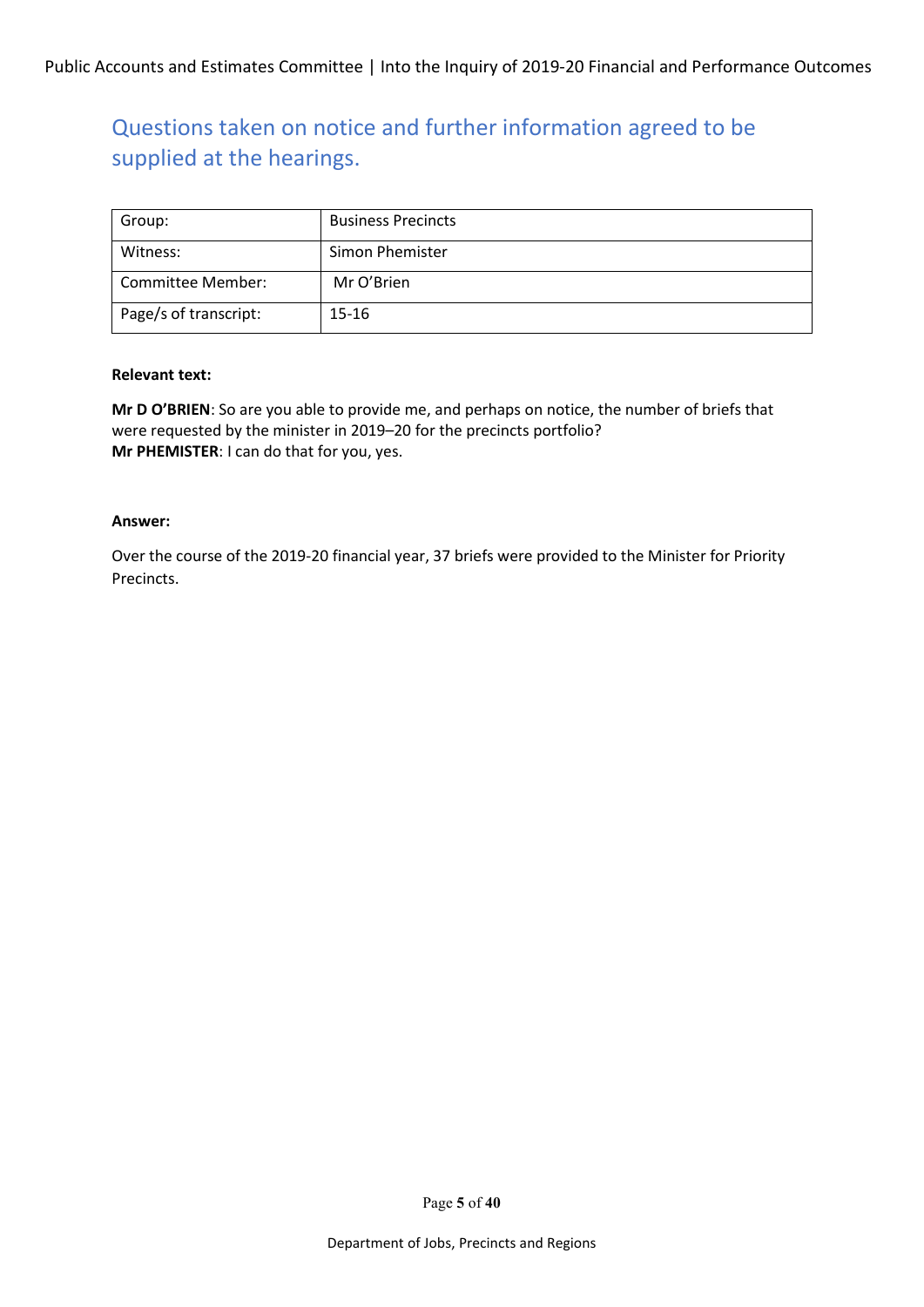## Questions taken on notice and further information agreed to be supplied at the hearings.

| Group: | Business Precincts |
| --- | --- |
| Witness: | Simon Phemister |
| Committee Member: | Mr O'Brien |
| Page/s of transcript: | 15-16 |

**Relevant text:**

**Mr D O'BRIEN**: So are you able to provide me, and perhaps on notice, the number of briefs that were requested by the minister in 2019–20 for the precincts portfolio?
**Mr PHEMISTER**: I can do that for you, yes.

**Answer:**

Over the course of the 2019-20 financial year, 37 briefs were provided to the Minister for Priority Precincts.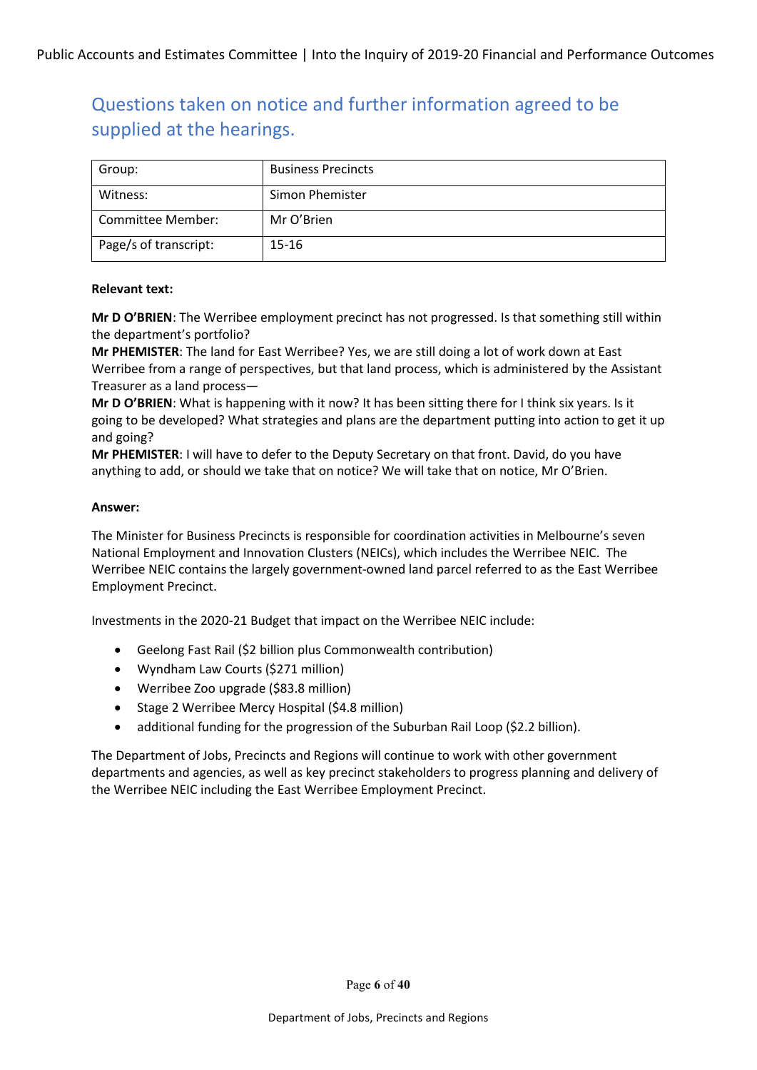## Questions taken on notice and further information agreed to be supplied at the hearings.

| Group: | Business Precincts |
|---|---|
| Witness: | Simon Phemister |
| Committee Member: | Mr O'Brien |
| Page/s of transcript: | 15-16 |

**Relevant text:**

**Mr D O'BRIEN**: The Werribee employment precinct has not progressed. Is that something still within the department's portfolio?
**Mr PHEMISTER**: The land for East Werribee? Yes, we are still doing a lot of work down at East Werribee from a range of perspectives, but that land process, which is administered by the Assistant Treasurer as a land process—
**Mr D O'BRIEN**: What is happening with it now? It has been sitting there for I think six years. Is it going to be developed? What strategies and plans are the department putting into action to get it up and going?
**Mr PHEMISTER**: I will have to defer to the Deputy Secretary on that front. David, do you have anything to add, or should we take that on notice? We will take that on notice, Mr O'Brien.

**Answer:**

The Minister for Business Precincts is responsible for coordination activities in Melbourne's seven National Employment and Innovation Clusters (NEICs), which includes the Werribee NEIC. The Werribee NEIC contains the largely government-owned land parcel referred to as the East Werribee Employment Precinct.

Investments in the 2020-21 Budget that impact on the Werribee NEIC include:

- Geelong Fast Rail ($2 billion plus Commonwealth contribution)
- Wyndham Law Courts ($271 million)
- Werribee Zoo upgrade ($83.8 million)
- Stage 2 Werribee Mercy Hospital ($4.8 million)
- additional funding for the progression of the Suburban Rail Loop ($2.2 billion).

The Department of Jobs, Precincts and Regions will continue to work with other government departments and agencies, as well as key precinct stakeholders to progress planning and delivery of the Werribee NEIC including the East Werribee Employment Precinct.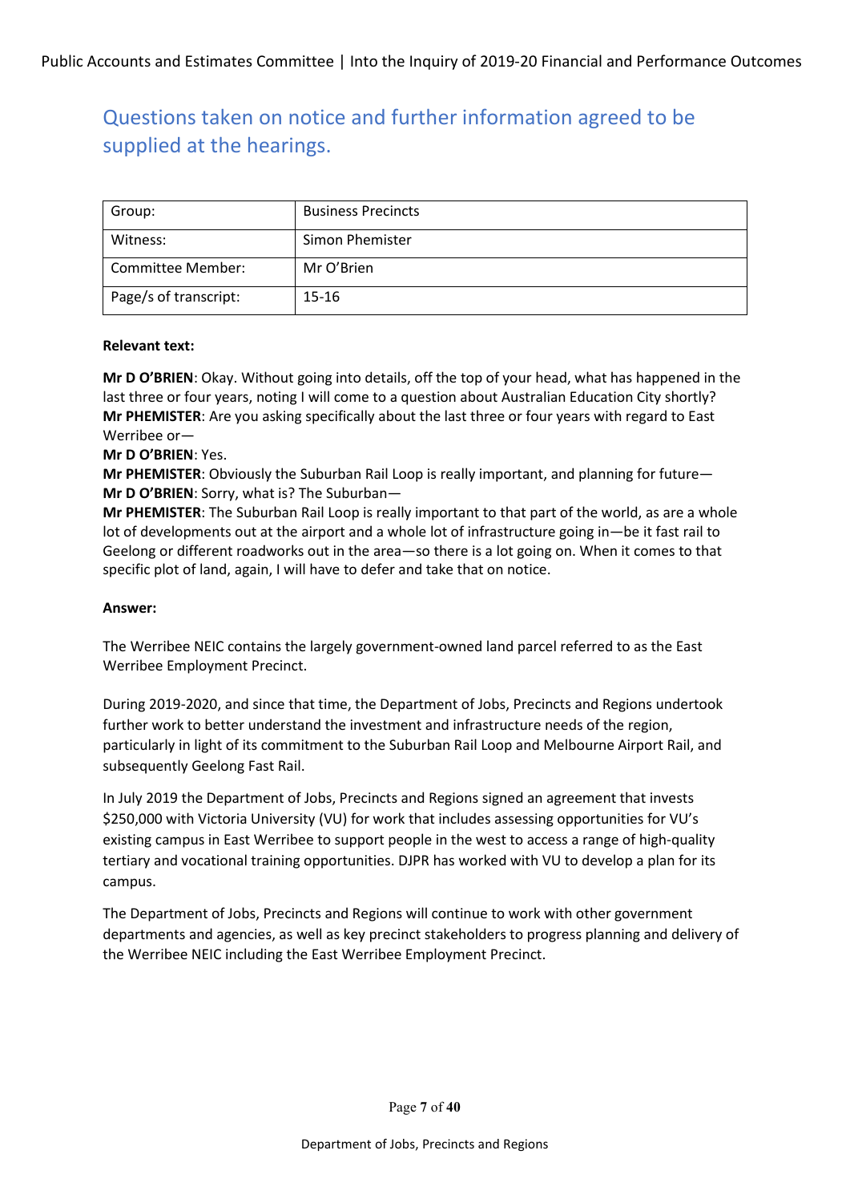## Questions taken on notice and further information agreed to be supplied at the hearings.

| Group: | Business Precincts |
|---|---|
| Witness: | Simon Phemister |
| Committee Member: | Mr O'Brien |
| Page/s of transcript: | 15-16 |

**Relevant text:**

**Mr D O'BRIEN**: Okay. Without going into details, off the top of your head, what has happened in the last three or four years, noting I will come to a question about Australian Education City shortly?
**Mr PHEMISTER**: Are you asking specifically about the last three or four years with regard to East Werribee or—
**Mr D O'BRIEN**: Yes.
**Mr PHEMISTER**: Obviously the Suburban Rail Loop is really important, and planning for future—
**Mr D O'BRIEN**: Sorry, what is? The Suburban—
**Mr PHEMISTER**: The Suburban Rail Loop is really important to that part of the world, as are a whole lot of developments out at the airport and a whole lot of infrastructure going in—be it fast rail to Geelong or different roadworks out in the area—so there is a lot going on. When it comes to that specific plot of land, again, I will have to defer and take that on notice.

**Answer:**

The Werribee NEIC contains the largely government-owned land parcel referred to as the East Werribee Employment Precinct.

During 2019-2020, and since that time, the Department of Jobs, Precincts and Regions undertook further work to better understand the investment and infrastructure needs of the region, particularly in light of its commitment to the Suburban Rail Loop and Melbourne Airport Rail, and subsequently Geelong Fast Rail.

In July 2019 the Department of Jobs, Precincts and Regions signed an agreement that invests $250,000 with Victoria University (VU) for work that includes assessing opportunities for VU's existing campus in East Werribee to support people in the west to access a range of high-quality tertiary and vocational training opportunities. DJPR has worked with VU to develop a plan for its campus.

The Department of Jobs, Precincts and Regions will continue to work with other government departments and agencies, as well as key precinct stakeholders to progress planning and delivery of the Werribee NEIC including the East Werribee Employment Precinct.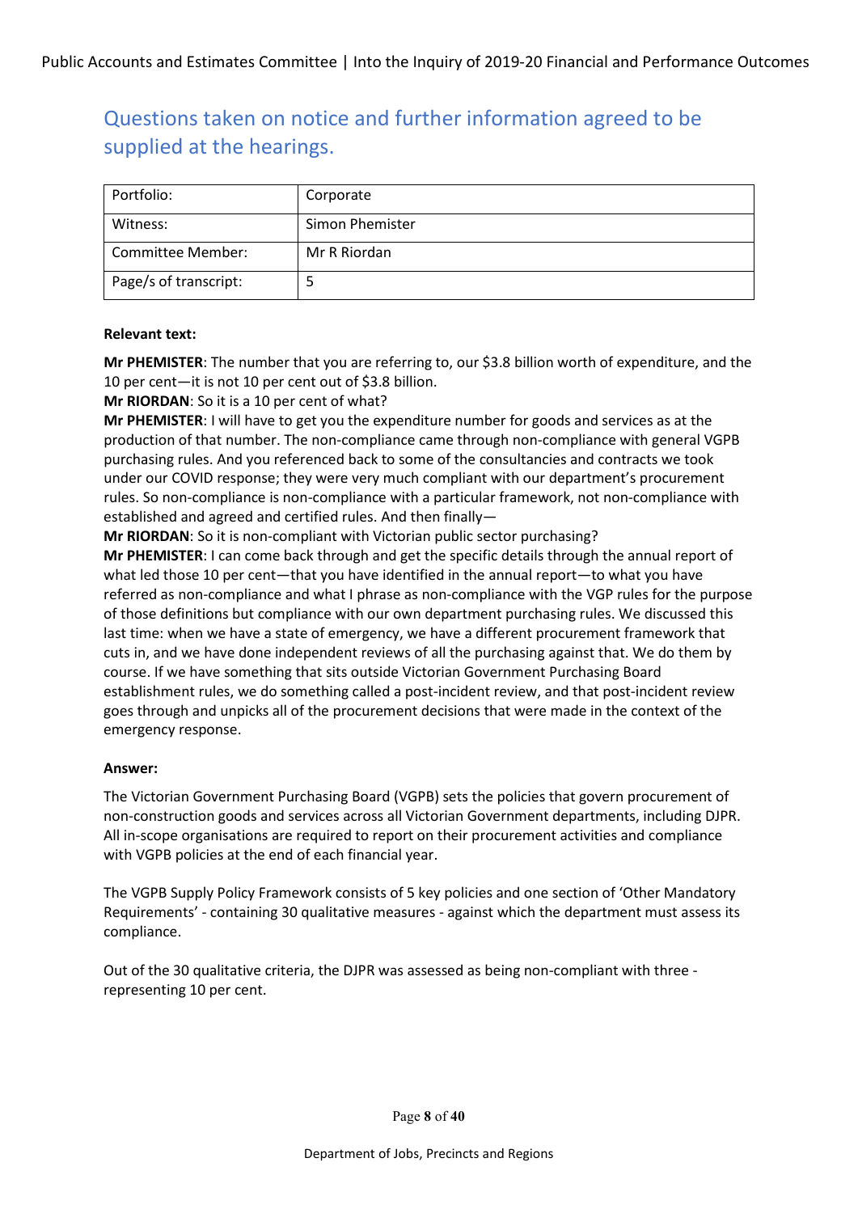## Questions taken on notice and further information agreed to be supplied at the hearings.

| Portfolio: | Corporate |
|---|---|
| Witness: | Simon Phemister |
| Committee Member: | Mr R Riordan |
| Page/s of transcript: | 5 |

**Relevant text:**

**Mr PHEMISTER**: The number that you are referring to, our $3.8 billion worth of expenditure, and the 10 per cent—it is not 10 per cent out of $3.8 billion.
**Mr RIORDAN**: So it is a 10 per cent of what?
**Mr PHEMISTER**: I will have to get you the expenditure number for goods and services as at the production of that number. The non-compliance came through non-compliance with general VGPB purchasing rules. And you referenced back to some of the consultancies and contracts we took under our COVID response; they were very much compliant with our department's procurement rules. So non-compliance is non-compliance with a particular framework, not non-compliance with established and agreed and certified rules. And then finally—
**Mr RIORDAN**: So it is non-compliant with Victorian public sector purchasing?
**Mr PHEMISTER**: I can come back through and get the specific details through the annual report of what led those 10 per cent—that you have identified in the annual report—to what you have referred as non-compliance and what I phrase as non-compliance with the VGP rules for the purpose of those definitions but compliance with our own department purchasing rules. We discussed this last time: when we have a state of emergency, we have a different procurement framework that cuts in, and we have done independent reviews of all the purchasing against that. We do them by course. If we have something that sits outside Victorian Government Purchasing Board establishment rules, we do something called a post-incident review, and that post-incident review goes through and unpicks all of the procurement decisions that were made in the context of the emergency response.

**Answer:**

The Victorian Government Purchasing Board (VGPB) sets the policies that govern procurement of non-construction goods and services across all Victorian Government departments, including DJPR. All in-scope organisations are required to report on their procurement activities and compliance with VGPB policies at the end of each financial year.

The VGPB Supply Policy Framework consists of 5 key policies and one section of 'Other Mandatory Requirements' - containing 30 qualitative measures - against which the department must assess its compliance.

Out of the 30 qualitative criteria, the DJPR was assessed as being non-compliant with three - representing 10 per cent.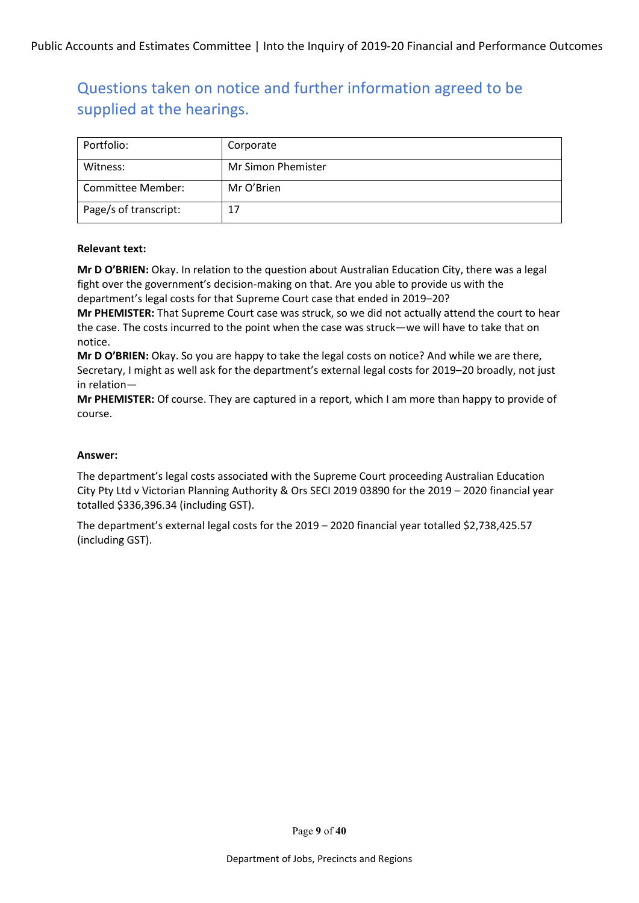## Questions taken on notice and further information agreed to be supplied at the hearings.

| Portfolio: | Corporate |
|---|---|
| Witness: | Mr Simon Phemister |
| Committee Member: | Mr O'Brien |
| Page/s of transcript: | 17 |

**Relevant text:**

**Mr D O'BRIEN:** Okay. In relation to the question about Australian Education City, there was a legal fight over the government's decision-making on that. Are you able to provide us with the department's legal costs for that Supreme Court case that ended in 2019–20?

**Mr PHEMISTER:** That Supreme Court case was struck, so we did not actually attend the court to hear the case. The costs incurred to the point when the case was struck—we will have to take that on notice.

**Mr D O'BRIEN:** Okay. So you are happy to take the legal costs on notice? And while we are there, Secretary, I might as well ask for the department's external legal costs for 2019–20 broadly, not just in relation—

**Mr PHEMISTER:** Of course. They are captured in a report, which I am more than happy to provide of course.

**Answer:**

The department's legal costs associated with the Supreme Court proceeding Australian Education City Pty Ltd v Victorian Planning Authority & Ors SECI 2019 03890 for the 2019 – 2020 financial year totalled $336,396.34 (including GST).

The department's external legal costs for the 2019 – 2020 financial year totalled $2,738,425.57 (including GST).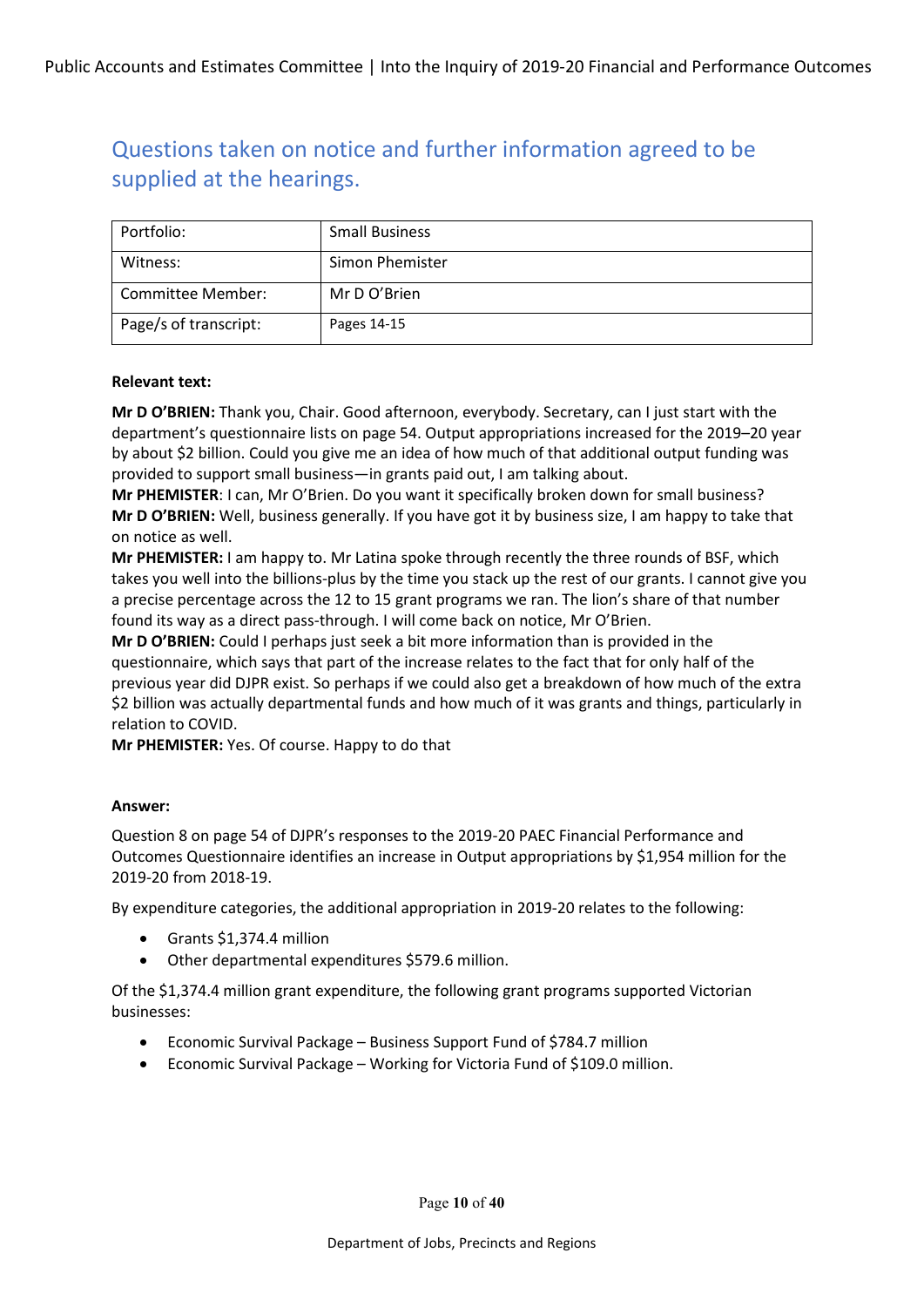## Questions taken on notice and further information agreed to be supplied at the hearings.

| Portfolio: | Small Business |
|---|---|
| Witness: | Simon Phemister |
| Committee Member: | Mr D O'Brien |
| Page/s of transcript: | Pages 14-15 |

**Relevant text:**

**Mr D O'BRIEN:** Thank you, Chair. Good afternoon, everybody. Secretary, can I just start with the department's questionnaire lists on page 54. Output appropriations increased for the 2019–20 year by about $2 billion. Could you give me an idea of how much of that additional output funding was provided to support small business—in grants paid out, I am talking about.

**Mr PHEMISTER**: I can, Mr O'Brien. Do you want it specifically broken down for small business?

**Mr D O'BRIEN:** Well, business generally. If you have got it by business size, I am happy to take that on notice as well.

**Mr PHEMISTER:** I am happy to. Mr Latina spoke through recently the three rounds of BSF, which takes you well into the billions-plus by the time you stack up the rest of our grants. I cannot give you a precise percentage across the 12 to 15 grant programs we ran. The lion's share of that number found its way as a direct pass-through. I will come back on notice, Mr O'Brien.

**Mr D O'BRIEN:** Could I perhaps just seek a bit more information than is provided in the questionnaire, which says that part of the increase relates to the fact that for only half of the previous year did DJPR exist. So perhaps if we could also get a breakdown of how much of the extra $2 billion was actually departmental funds and how much of it was grants and things, particularly in relation to COVID.

**Mr PHEMISTER:** Yes. Of course. Happy to do that

**Answer:**

Question 8 on page 54 of DJPR's responses to the 2019-20 PAEC Financial Performance and Outcomes Questionnaire identifies an increase in Output appropriations by $1,954 million for the 2019-20 from 2018-19.

By expenditure categories, the additional appropriation in 2019-20 relates to the following:

- Grants $1,374.4 million
- Other departmental expenditures $579.6 million.

Of the $1,374.4 million grant expenditure, the following grant programs supported Victorian businesses:

- Economic Survival Package – Business Support Fund of $784.7 million
- Economic Survival Package – Working for Victoria Fund of $109.0 million.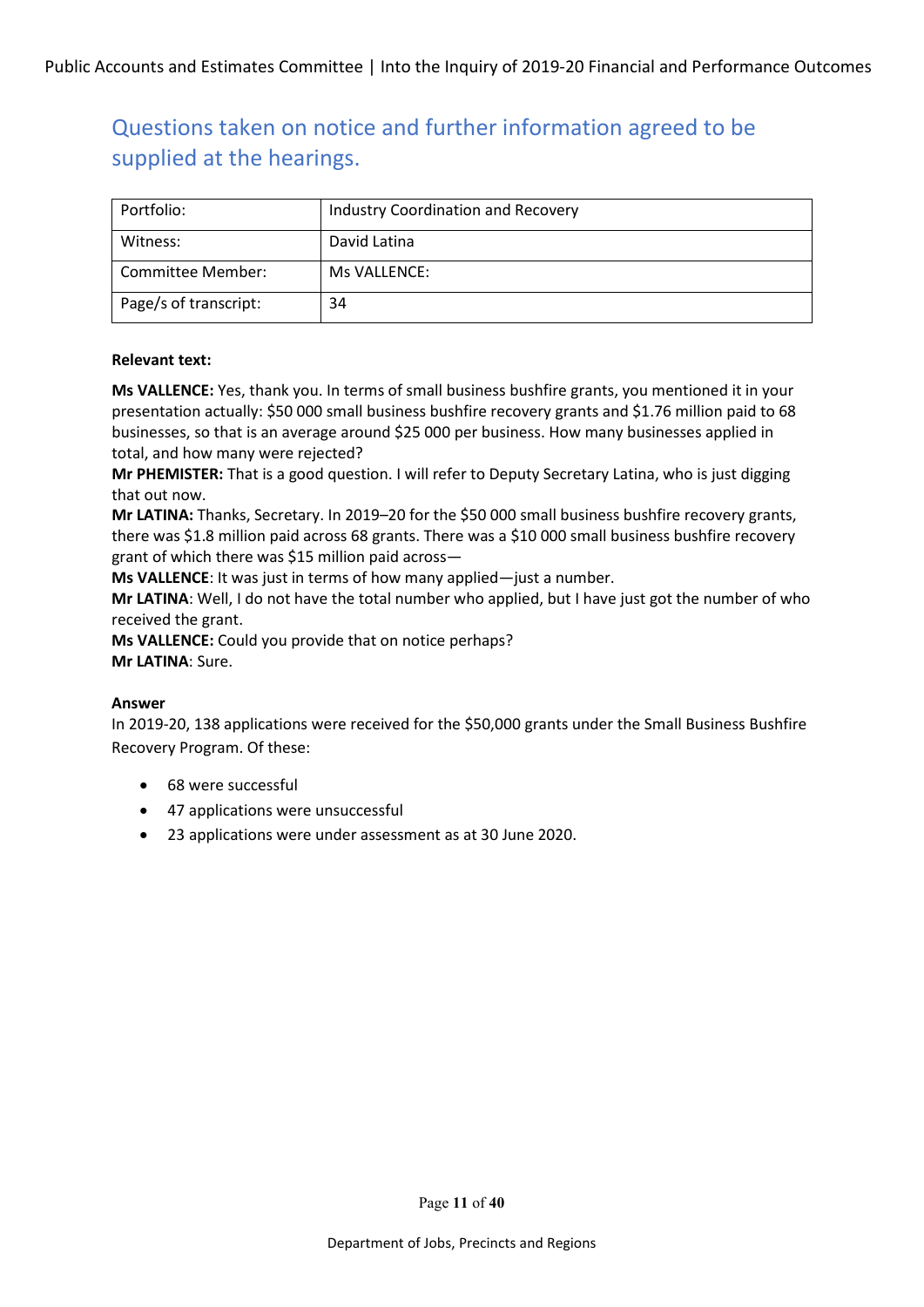## Questions taken on notice and further information agreed to be supplied at the hearings.

| Portfolio: | Industry Coordination and Recovery |
|---|---|
| Witness: | David Latina |
| Committee Member: | Ms VALLENCE: |
| Page/s of transcript: | 34 |

**Relevant text:**

**Ms VALLENCE:** Yes, thank you. In terms of small business bushfire grants, you mentioned it in your presentation actually: $50 000 small business bushfire recovery grants and $1.76 million paid to 68 businesses, so that is an average around $25 000 per business. How many businesses applied in total, and how many were rejected?

**Mr PHEMISTER:** That is a good question. I will refer to Deputy Secretary Latina, who is just digging that out now.

**Mr LATINA:** Thanks, Secretary. In 2019–20 for the $50 000 small business bushfire recovery grants, there was $1.8 million paid across 68 grants. There was a $10 000 small business bushfire recovery grant of which there was $15 million paid across—

**Ms VALLENCE**: It was just in terms of how many applied—just a number.

**Mr LATINA**: Well, I do not have the total number who applied, but I have just got the number of who received the grant.

**Ms VALLENCE:** Could you provide that on notice perhaps?

**Mr LATINA**: Sure.

**Answer**

In 2019-20, 138 applications were received for the $50,000 grants under the Small Business Bushfire Recovery Program. Of these:

- 68 were successful
- 47 applications were unsuccessful
- 23 applications were under assessment as at 30 June 2020.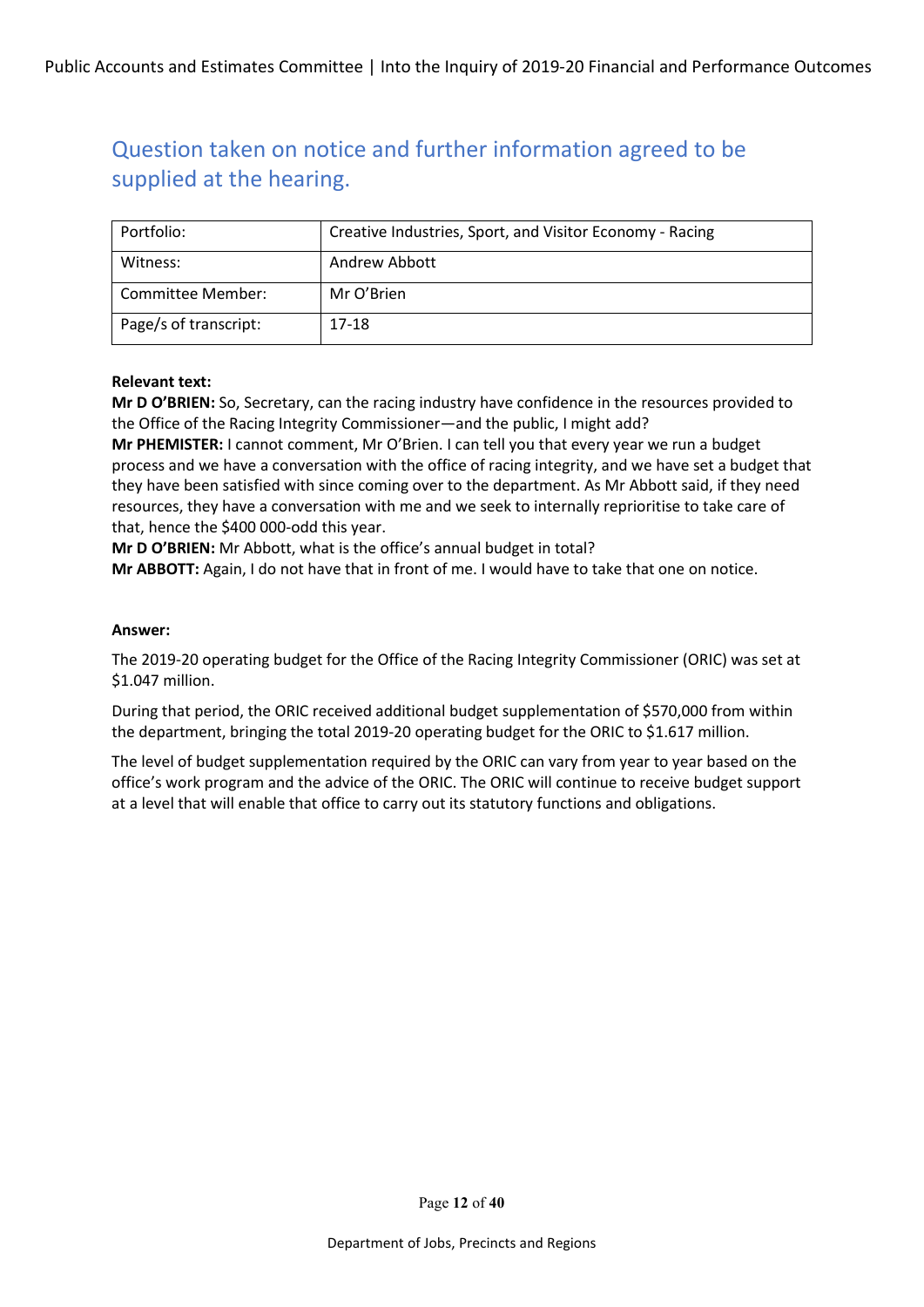## Question taken on notice and further information agreed to be supplied at the hearing.

| Portfolio: | Creative Industries, Sport, and Visitor Economy - Racing |
|---|---|
| Witness: | Andrew Abbott |
| Committee Member: | Mr O'Brien |
| Page/s of transcript: | 17-18 |

**Relevant text:**

**Mr D O'BRIEN:** So, Secretary, can the racing industry have confidence in the resources provided to the Office of the Racing Integrity Commissioner—and the public, I might add?

**Mr PHEMISTER:** I cannot comment, Mr O'Brien. I can tell you that every year we run a budget process and we have a conversation with the office of racing integrity, and we have set a budget that they have been satisfied with since coming over to the department. As Mr Abbott said, if they need resources, they have a conversation with me and we seek to internally reprioritise to take care of that, hence the $400 000-odd this year.

**Mr D O'BRIEN:** Mr Abbott, what is the office's annual budget in total?

**Mr ABBOTT:** Again, I do not have that in front of me. I would have to take that one on notice.

**Answer:**

The 2019-20 operating budget for the Office of the Racing Integrity Commissioner (ORIC) was set at $1.047 million.

During that period, the ORIC received additional budget supplementation of $570,000 from within the department, bringing the total 2019-20 operating budget for the ORIC to $1.617 million.

The level of budget supplementation required by the ORIC can vary from year to year based on the office's work program and the advice of the ORIC. The ORIC will continue to receive budget support at a level that will enable that office to carry out its statutory functions and obligations.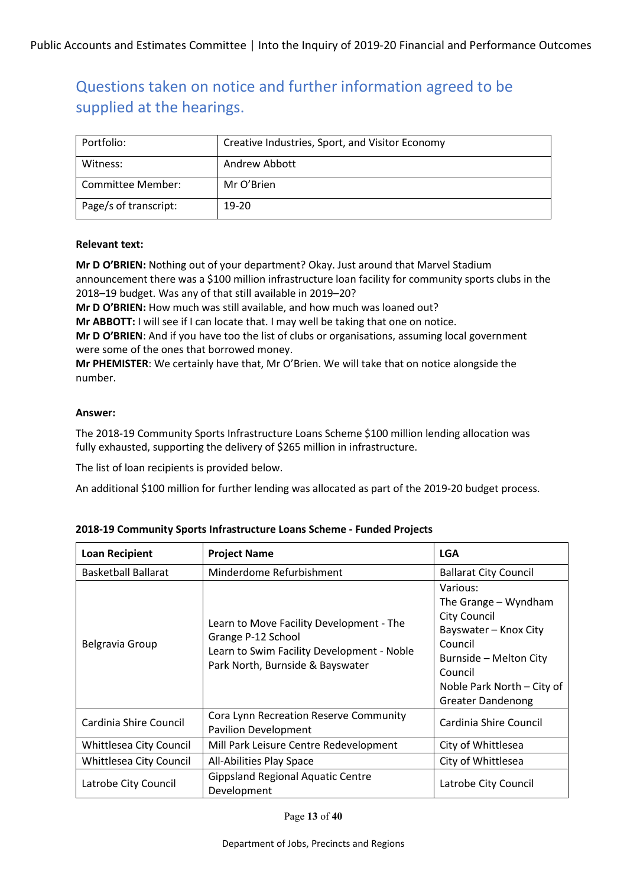## Questions taken on notice and further information agreed to be supplied at the hearings.

| Portfolio: | Creative Industries, Sport, and Visitor Economy |
|---|---|
| Witness: | Andrew Abbott |
| Committee Member: | Mr O'Brien |
| Page/s of transcript: | 19-20 |

**Relevant text:**

**Mr D O'BRIEN:** Nothing out of your department? Okay. Just around that Marvel Stadium announcement there was a $100 million infrastructure loan facility for community sports clubs in the 2018–19 budget. Was any of that still available in 2019–20?

**Mr D O'BRIEN:** How much was still available, and how much was loaned out?

**Mr ABBOTT:** I will see if I can locate that. I may well be taking that one on notice.

**Mr D O'BRIEN**: And if you have too the list of clubs or organisations, assuming local government were some of the ones that borrowed money.

**Mr PHEMISTER**: We certainly have that, Mr O'Brien. We will take that on notice alongside the number.

**Answer:**

The 2018-19 Community Sports Infrastructure Loans Scheme $100 million lending allocation was fully exhausted, supporting the delivery of $265 million in infrastructure.

The list of loan recipients is provided below.

An additional $100 million for further lending was allocated as part of the 2019-20 budget process.

**2018-19 Community Sports Infrastructure Loans Scheme - Funded Projects**

| Loan Recipient | Project Name | LGA |
|---|---|---|
| Basketball Ballarat | Minderdome Refurbishment | Ballarat City Council |
| Belgravia Group | Learn to Move Facility Development - The Grange P-12 School<br>Learn to Swim Facility Development - Noble Park North, Burnside & Bayswater | Various:<br>The Grange – Wyndham City Council<br>Bayswater – Knox City Council<br>Burnside – Melton City Council<br>Noble Park North – City of Greater Dandenong |
| Cardinia Shire Council | Cora Lynn Recreation Reserve Community Pavilion Development | Cardinia Shire Council |
| Whittlesea City Council | Mill Park Leisure Centre Redevelopment | City of Whittlesea |
| Whittlesea City Council | All-Abilities Play Space | City of Whittlesea |
| Latrobe City Council | Gippsland Regional Aquatic Centre Development | Latrobe City Council |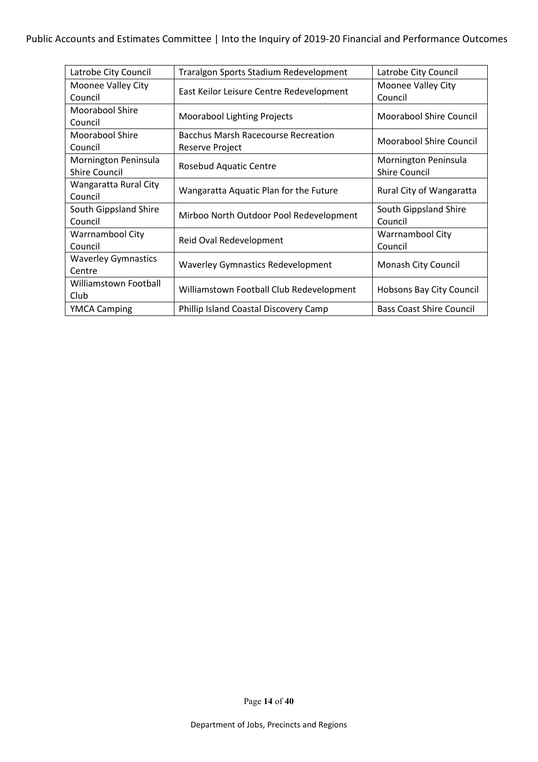| Latrobe City Council | Traralgon Sports Stadium Redevelopment | Latrobe City Council |
|---|---|---|
| Moonee Valley City Council | East Keilor Leisure Centre Redevelopment | Moonee Valley City Council |
| Moorabool Shire Council | Moorabool Lighting Projects | Moorabool Shire Council |
| Moorabool Shire Council | Bacchus Marsh Racecourse Recreation Reserve Project | Moorabool Shire Council |
| Mornington Peninsula Shire Council | Rosebud Aquatic Centre | Mornington Peninsula Shire Council |
| Wangaratta Rural City Council | Wangaratta Aquatic Plan for the Future | Rural City of Wangaratta |
| South Gippsland Shire Council | Mirboo North Outdoor Pool Redevelopment | South Gippsland Shire Council |
| Warrnambool City Council | Reid Oval Redevelopment | Warrnambool City Council |
| Waverley Gymnastics Centre | Waverley Gymnastics Redevelopment | Monash City Council |
| Williamstown Football Club | Williamstown Football Club Redevelopment | Hobsons Bay City Council |
| YMCA Camping | Phillip Island Coastal Discovery Camp | Bass Coast Shire Council |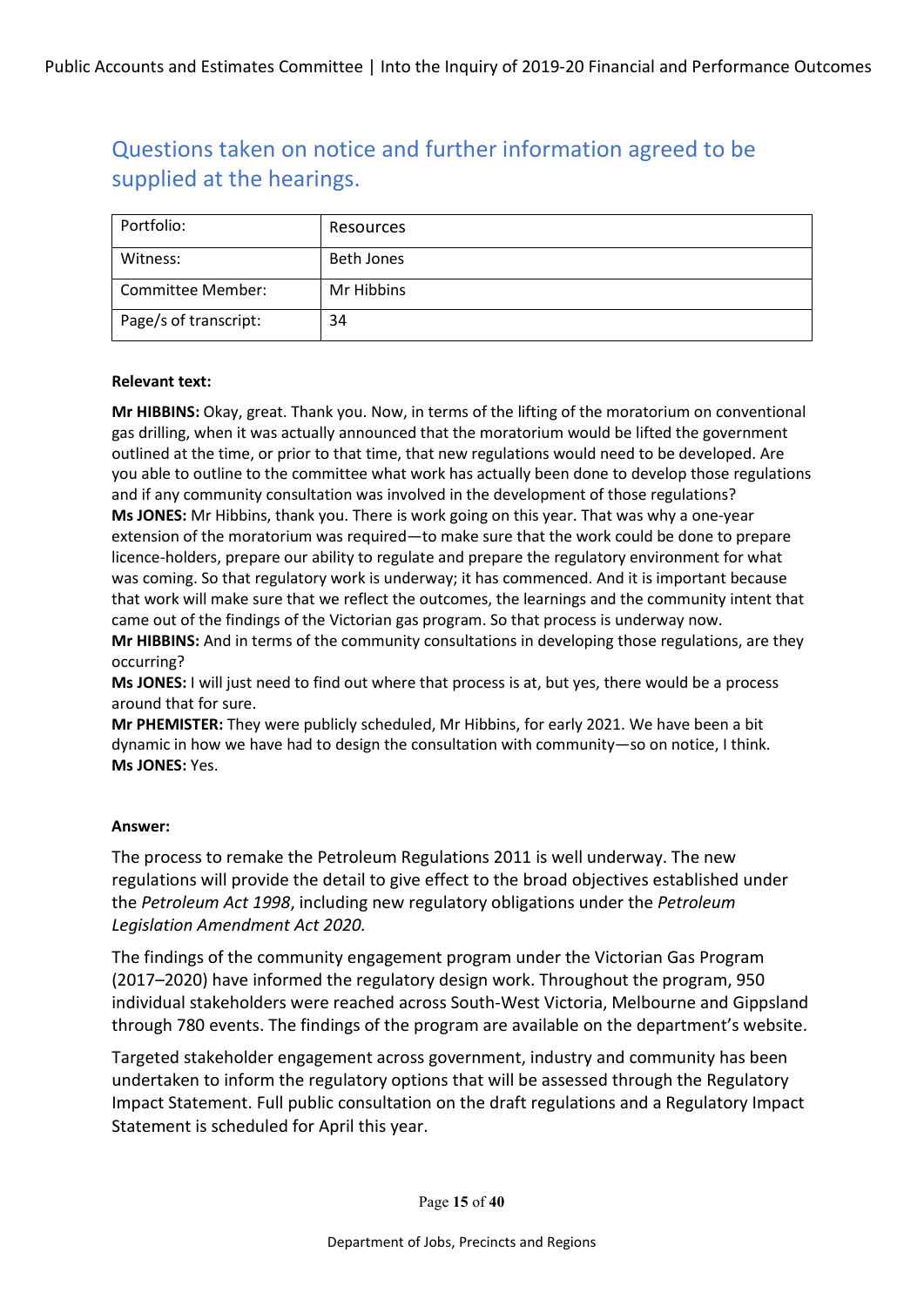## Questions taken on notice and further information agreed to be supplied at the hearings.

| Portfolio: | Resources |
|---|---|
| Witness: | Beth Jones |
| Committee Member: | Mr Hibbins |
| Page/s of transcript: | 34 |

**Relevant text:**

**Mr HIBBINS:** Okay, great. Thank you. Now, in terms of the lifting of the moratorium on conventional gas drilling, when it was actually announced that the moratorium would be lifted the government outlined at the time, or prior to that time, that new regulations would need to be developed. Are you able to outline to the committee what work has actually been done to develop those regulations and if any community consultation was involved in the development of those regulations?
**Ms JONES:** Mr Hibbins, thank you. There is work going on this year. That was why a one-year extension of the moratorium was required—to make sure that the work could be done to prepare licence-holders, prepare our ability to regulate and prepare the regulatory environment for what was coming. So that regulatory work is underway; it has commenced. And it is important because that work will make sure that we reflect the outcomes, the learnings and the community intent that came out of the findings of the Victorian gas program. So that process is underway now.
**Mr HIBBINS:** And in terms of the community consultations in developing those regulations, are they occurring?
**Ms JONES:** I will just need to find out where that process is at, but yes, there would be a process around that for sure.
**Mr PHEMISTER:** They were publicly scheduled, Mr Hibbins, for early 2021. We have been a bit dynamic in how we have had to design the consultation with community—so on notice, I think.
**Ms JONES:** Yes.

**Answer:**

The process to remake the Petroleum Regulations 2011 is well underway. The new regulations will provide the detail to give effect to the broad objectives established under the *Petroleum Act 1998*, including new regulatory obligations under the *Petroleum Legislation Amendment Act 2020*.

The findings of the community engagement program under the Victorian Gas Program (2017–2020) have informed the regulatory design work. Throughout the program, 950 individual stakeholders were reached across South-West Victoria, Melbourne and Gippsland through 780 events. The findings of the program are available on the department's website.

Targeted stakeholder engagement across government, industry and community has been undertaken to inform the regulatory options that will be assessed through the Regulatory Impact Statement. Full public consultation on the draft regulations and a Regulatory Impact Statement is scheduled for April this year.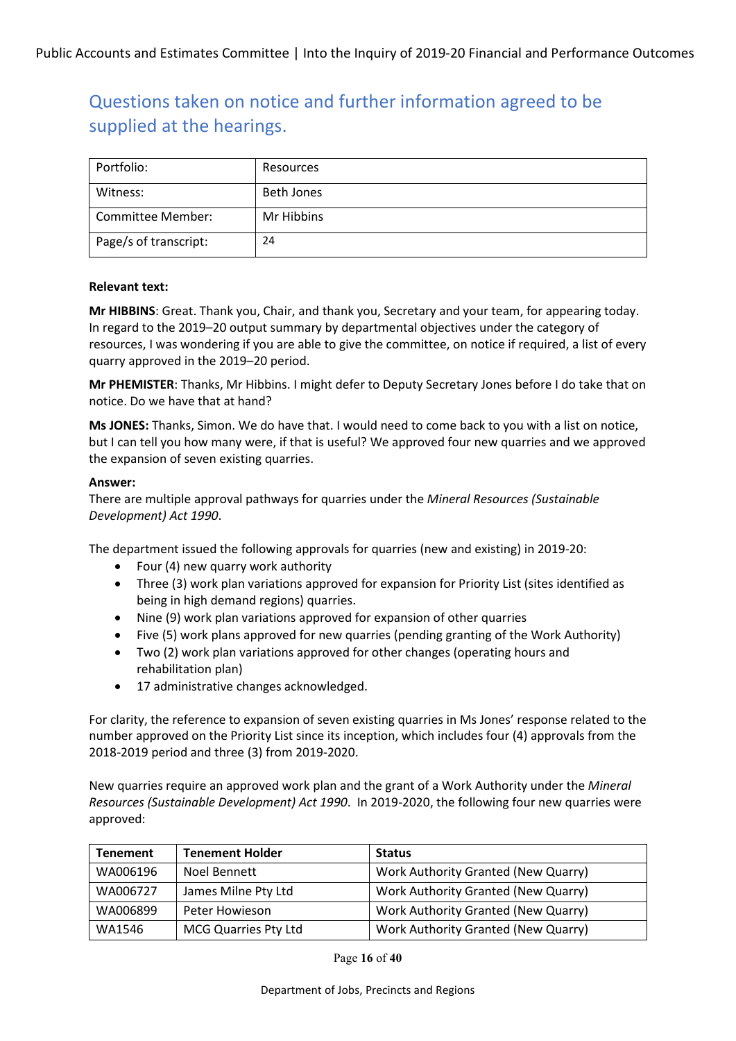## Questions taken on notice and further information agreed to be supplied at the hearings.

| Portfolio: | Resources |
|---|---|
| Witness: | Beth Jones |
| Committee Member: | Mr Hibbins |
| Page/s of transcript: | 24 |

**Relevant text:**

**Mr HIBBINS**: Great. Thank you, Chair, and thank you, Secretary and your team, for appearing today. In regard to the 2019–20 output summary by departmental objectives under the category of resources, I was wondering if you are able to give the committee, on notice if required, a list of every quarry approved in the 2019–20 period.

**Mr PHEMISTER**: Thanks, Mr Hibbins. I might defer to Deputy Secretary Jones before I do take that on notice. Do we have that at hand?

**Ms JONES:** Thanks, Simon. We do have that. I would need to come back to you with a list on notice, but I can tell you how many were, if that is useful? We approved four new quarries and we approved the expansion of seven existing quarries.

**Answer:**
There are multiple approval pathways for quarries under the *Mineral Resources (Sustainable Development) Act 1990*.

The department issued the following approvals for quarries (new and existing) in 2019-20:

- Four (4) new quarry work authority
- Three (3) work plan variations approved for expansion for Priority List (sites identified as being in high demand regions) quarries.
- Nine (9) work plan variations approved for expansion of other quarries
- Five (5) work plans approved for new quarries (pending granting of the Work Authority)
- Two (2) work plan variations approved for other changes (operating hours and rehabilitation plan)
- 17 administrative changes acknowledged.

For clarity, the reference to expansion of seven existing quarries in Ms Jones' response related to the number approved on the Priority List since its inception, which includes four (4) approvals from the 2018-2019 period and three (3) from 2019-2020.

New quarries require an approved work plan and the grant of a Work Authority under the *Mineral Resources (Sustainable Development) Act 1990*. In 2019-2020, the following four new quarries were approved:

| Tenement | Tenement Holder | Status |
|---|---|---|
| WA006196 | Noel Bennett | Work Authority Granted (New Quarry) |
| WA006727 | James Milne Pty Ltd | Work Authority Granted (New Quarry) |
| WA006899 | Peter Howieson | Work Authority Granted (New Quarry) |
| WA1546 | MCG Quarries Pty Ltd | Work Authority Granted (New Quarry) |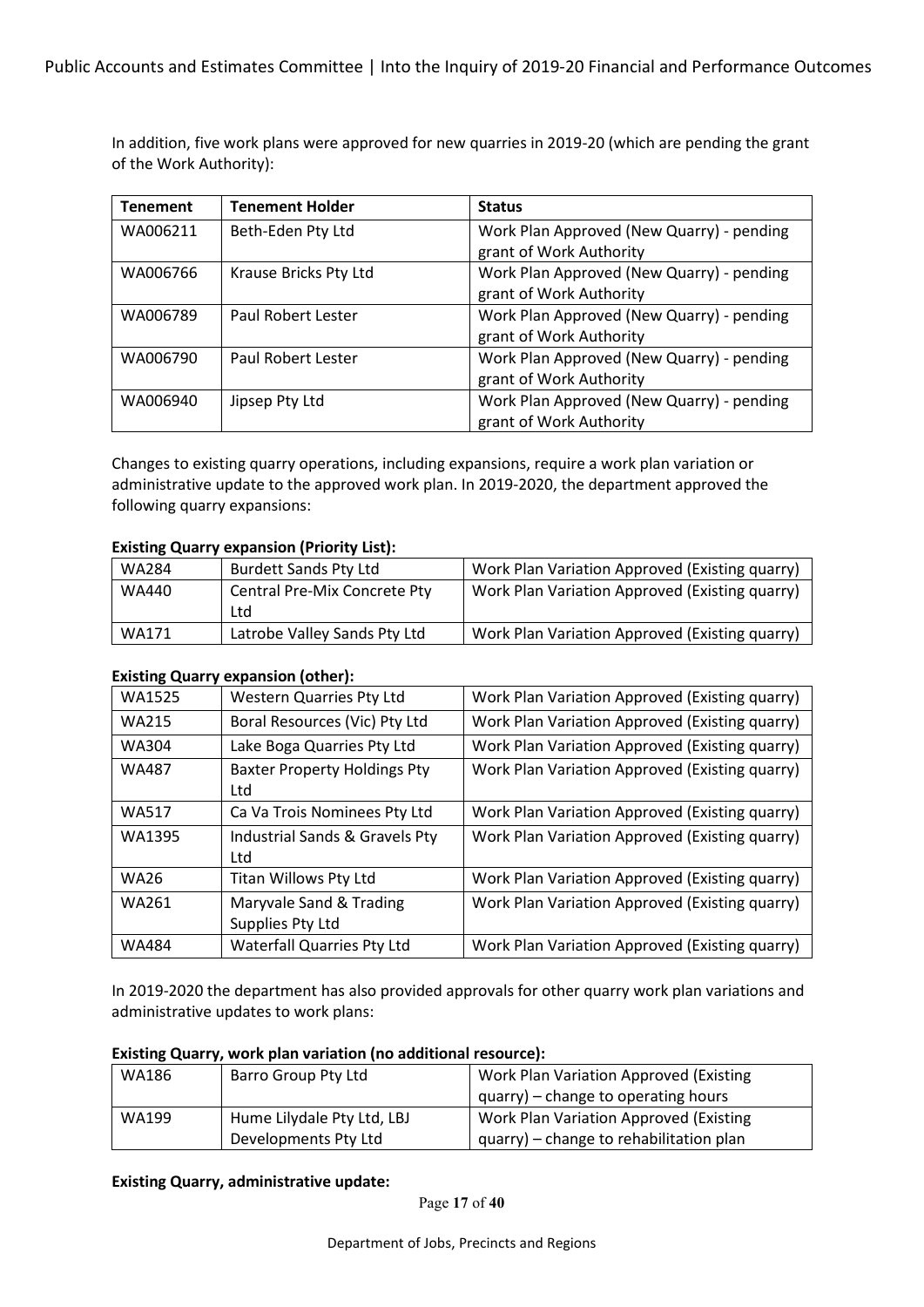In addition, five work plans were approved for new quarries in 2019-20 (which are pending the grant of the Work Authority):

| Tenement | Tenement Holder | Status |
| --- | --- | --- |
| WA006211 | Beth-Eden Pty Ltd | Work Plan Approved (New Quarry) - pending grant of Work Authority |
| WA006766 | Krause Bricks Pty Ltd | Work Plan Approved (New Quarry) - pending grant of Work Authority |
| WA006789 | Paul Robert Lester | Work Plan Approved (New Quarry) - pending grant of Work Authority |
| WA006790 | Paul Robert Lester | Work Plan Approved (New Quarry) - pending grant of Work Authority |
| WA006940 | Jipsep Pty Ltd | Work Plan Approved (New Quarry) - pending grant of Work Authority |

Changes to existing quarry operations, including expansions, require a work plan variation or administrative update to the approved work plan. In 2019-2020, the department approved the following quarry expansions:

**Existing Quarry expansion (Priority List):**

| | | |
| --- | --- | --- |
| WA284 | Burdett Sands Pty Ltd | Work Plan Variation Approved (Existing quarry) |
| WA440 | Central Pre-Mix Concrete Pty Ltd | Work Plan Variation Approved (Existing quarry) |
| WA171 | Latrobe Valley Sands Pty Ltd | Work Plan Variation Approved (Existing quarry) |

**Existing Quarry expansion (other):**

| | | |
| --- | --- | --- |
| WA1525 | Western Quarries Pty Ltd | Work Plan Variation Approved (Existing quarry) |
| WA215 | Boral Resources (Vic) Pty Ltd | Work Plan Variation Approved (Existing quarry) |
| WA304 | Lake Boga Quarries Pty Ltd | Work Plan Variation Approved (Existing quarry) |
| WA487 | Baxter Property Holdings Pty Ltd | Work Plan Variation Approved (Existing quarry) |
| WA517 | Ca Va Trois Nominees Pty Ltd | Work Plan Variation Approved (Existing quarry) |
| WA1395 | Industrial Sands & Gravels Pty Ltd | Work Plan Variation Approved (Existing quarry) |
| WA26 | Titan Willows Pty Ltd | Work Plan Variation Approved (Existing quarry) |
| WA261 | Maryvale Sand & Trading Supplies Pty Ltd | Work Plan Variation Approved (Existing quarry) |
| WA484 | Waterfall Quarries Pty Ltd | Work Plan Variation Approved (Existing quarry) |

In 2019-2020 the department has also provided approvals for other quarry work plan variations and administrative updates to work plans:

**Existing Quarry, work plan variation (no additional resource):**

| | | |
| --- | --- | --- |
| WA186 | Barro Group Pty Ltd | Work Plan Variation Approved (Existing quarry) – change to operating hours |
| WA199 | Hume Lilydale Pty Ltd, LBJ Developments Pty Ltd | Work Plan Variation Approved (Existing quarry) – change to rehabilitation plan |

**Existing Quarry, administrative update:**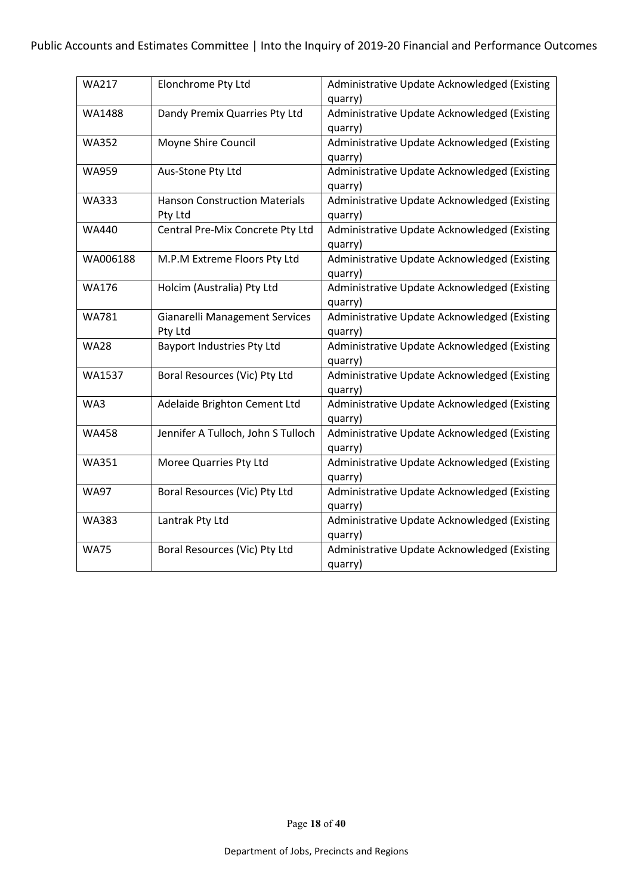| WA217 | Elonchrome Pty Ltd | Administrative Update Acknowledged (Existing quarry) |
|---|---|---|
| WA1488 | Dandy Premix Quarries Pty Ltd | Administrative Update Acknowledged (Existing quarry) |
| WA352 | Moyne Shire Council | Administrative Update Acknowledged (Existing quarry) |
| WA959 | Aus-Stone Pty Ltd | Administrative Update Acknowledged (Existing quarry) |
| WA333 | Hanson Construction Materials Pty Ltd | Administrative Update Acknowledged (Existing quarry) |
| WA440 | Central Pre-Mix Concrete Pty Ltd | Administrative Update Acknowledged (Existing quarry) |
| WA006188 | M.P.M Extreme Floors Pty Ltd | Administrative Update Acknowledged (Existing quarry) |
| WA176 | Holcim (Australia) Pty Ltd | Administrative Update Acknowledged (Existing quarry) |
| WA781 | Gianarelli Management Services Pty Ltd | Administrative Update Acknowledged (Existing quarry) |
| WA28 | Bayport Industries Pty Ltd | Administrative Update Acknowledged (Existing quarry) |
| WA1537 | Boral Resources (Vic) Pty Ltd | Administrative Update Acknowledged (Existing quarry) |
| WA3 | Adelaide Brighton Cement Ltd | Administrative Update Acknowledged (Existing quarry) |
| WA458 | Jennifer A Tulloch, John S Tulloch | Administrative Update Acknowledged (Existing quarry) |
| WA351 | Moree Quarries Pty Ltd | Administrative Update Acknowledged (Existing quarry) |
| WA97 | Boral Resources (Vic) Pty Ltd | Administrative Update Acknowledged (Existing quarry) |
| WA383 | Lantrak Pty Ltd | Administrative Update Acknowledged (Existing quarry) |
| WA75 | Boral Resources (Vic) Pty Ltd | Administrative Update Acknowledged (Existing quarry) |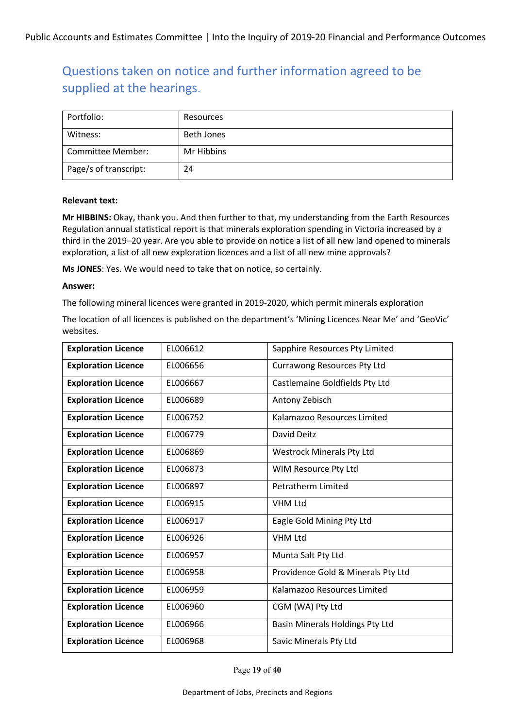## Questions taken on notice and further information agreed to be supplied at the hearings.

| Portfolio: | Resources |
|---|---|
| Witness: | Beth Jones |
| Committee Member: | Mr Hibbins |
| Page/s of transcript: | 24 |

**Relevant text:**

**Mr HIBBINS:** Okay, thank you. And then further to that, my understanding from the Earth Resources Regulation annual statistical report is that minerals exploration spending in Victoria increased by a third in the 2019–20 year. Are you able to provide on notice a list of all new land opened to minerals exploration, a list of all new exploration licences and a list of all new mine approvals?

**Ms JONES**: Yes. We would need to take that on notice, so certainly.

**Answer:**

The following mineral licences were granted in 2019-2020, which permit minerals exploration

The location of all licences is published on the department's 'Mining Licences Near Me' and 'GeoVic' websites.

| | | |
|---|---|---|
| **Exploration Licence** | EL006612 | Sapphire Resources Pty Limited |
| **Exploration Licence** | EL006656 | Currawong Resources Pty Ltd |
| **Exploration Licence** | EL006667 | Castlemaine Goldfields Pty Ltd |
| **Exploration Licence** | EL006689 | Antony Zebisch |
| **Exploration Licence** | EL006752 | Kalamazoo Resources Limited |
| **Exploration Licence** | EL006779 | David Deitz |
| **Exploration Licence** | EL006869 | Westrock Minerals Pty Ltd |
| **Exploration Licence** | EL006873 | WIM Resource Pty Ltd |
| **Exploration Licence** | EL006897 | Petratherm Limited |
| **Exploration Licence** | EL006915 | VHM Ltd |
| **Exploration Licence** | EL006917 | Eagle Gold Mining Pty Ltd |
| **Exploration Licence** | EL006926 | VHM Ltd |
| **Exploration Licence** | EL006957 | Munta Salt Pty Ltd |
| **Exploration Licence** | EL006958 | Providence Gold & Minerals Pty Ltd |
| **Exploration Licence** | EL006959 | Kalamazoo Resources Limited |
| **Exploration Licence** | EL006960 | CGM (WA) Pty Ltd |
| **Exploration Licence** | EL006966 | Basin Minerals Holdings Pty Ltd |
| **Exploration Licence** | EL006968 | Savic Minerals Pty Ltd |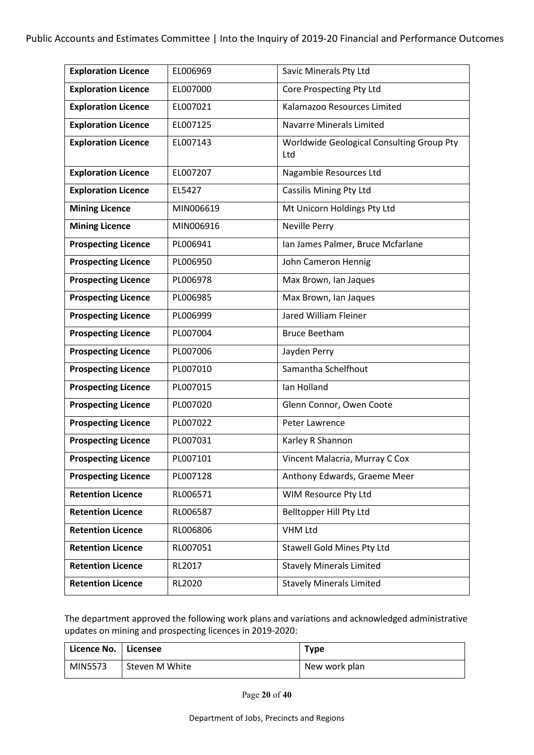| | | |
|---|---|---|
| **Exploration Licence** | EL006969 | Savic Minerals Pty Ltd |
| **Exploration Licence** | EL007000 | Core Prospecting Pty Ltd |
| **Exploration Licence** | EL007021 | Kalamazoo Resources Limited |
| **Exploration Licence** | EL007125 | Navarre Minerals Limited |
| **Exploration Licence** | EL007143 | Worldwide Geological Consulting Group Pty Ltd |
| **Exploration Licence** | EL007207 | Nagambie Resources Ltd |
| **Exploration Licence** | EL5427 | Cassilis Mining Pty Ltd |
| **Mining Licence** | MIN006619 | Mt Unicorn Holdings Pty Ltd |
| **Mining Licence** | MIN006916 | Neville Perry |
| **Prospecting Licence** | PL006941 | Ian James Palmer, Bruce Mcfarlane |
| **Prospecting Licence** | PL006950 | John Cameron Hennig |
| **Prospecting Licence** | PL006978 | Max Brown, Ian Jaques |
| **Prospecting Licence** | PL006985 | Max Brown, Ian Jaques |
| **Prospecting Licence** | PL006999 | Jared William Fleiner |
| **Prospecting Licence** | PL007004 | Bruce Beetham |
| **Prospecting Licence** | PL007006 | Jayden Perry |
| **Prospecting Licence** | PL007010 | Samantha Schelfhout |
| **Prospecting Licence** | PL007015 | Ian Holland |
| **Prospecting Licence** | PL007020 | Glenn Connor, Owen Coote |
| **Prospecting Licence** | PL007022 | Peter Lawrence |
| **Prospecting Licence** | PL007031 | Karley R Shannon |
| **Prospecting Licence** | PL007101 | Vincent Malacria, Murray C Cox |
| **Prospecting Licence** | PL007128 | Anthony Edwards, Graeme Meer |
| **Retention Licence** | RL006571 | WIM Resource Pty Ltd |
| **Retention Licence** | RL006587 | Belltopper Hill Pty Ltd |
| **Retention Licence** | RL006806 | VHM Ltd |
| **Retention Licence** | RL007051 | Stawell Gold Mines Pty Ltd |
| **Retention Licence** | RL2017 | Stavely Minerals Limited |
| **Retention Licence** | RL2020 | Stavely Minerals Limited |

The department approved the following work plans and variations and acknowledged administrative updates on mining and prospecting licences in 2019-2020:

| Licence No. | Licensee | Type |
|---|---|---|
| MIN5573 | Steven M White | New work plan |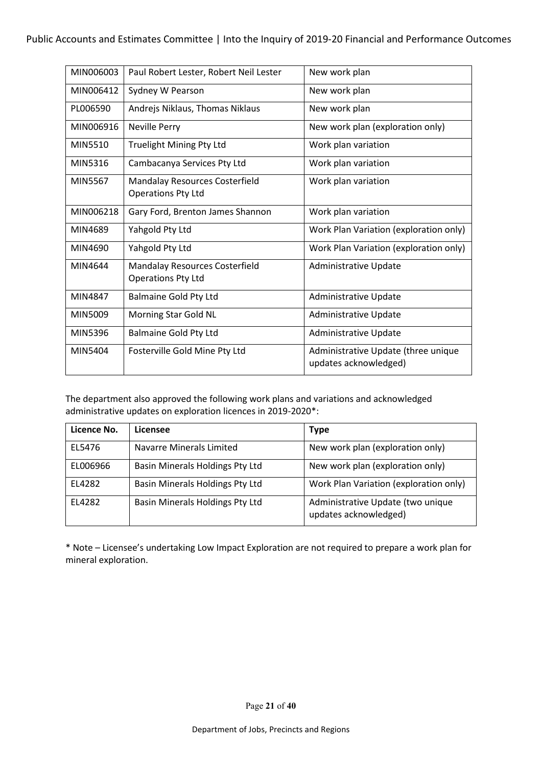| | | |
|---|---|---|
| MIN006003 | Paul Robert Lester, Robert Neil Lester | New work plan |
| MIN006412 | Sydney W Pearson | New work plan |
| PL006590 | Andrejs Niklaus, Thomas Niklaus | New work plan |
| MIN006916 | Neville Perry | New work plan (exploration only) |
| MIN5510 | Truelight Mining Pty Ltd | Work plan variation |
| MIN5316 | Cambacanya Services Pty Ltd | Work plan variation |
| MIN5567 | Mandalay Resources Costerfield Operations Pty Ltd | Work plan variation |
| MIN006218 | Gary Ford, Brenton James Shannon | Work plan variation |
| MIN4689 | Yahgold Pty Ltd | Work Plan Variation (exploration only) |
| MIN4690 | Yahgold Pty Ltd | Work Plan Variation (exploration only) |
| MIN4644 | Mandalay Resources Costerfield Operations Pty Ltd | Administrative Update |
| MIN4847 | Balmaine Gold Pty Ltd | Administrative Update |
| MIN5009 | Morning Star Gold NL | Administrative Update |
| MIN5396 | Balmaine Gold Pty Ltd | Administrative Update |
| MIN5404 | Fosterville Gold Mine Pty Ltd | Administrative Update (three unique updates acknowledged) |

The department also approved the following work plans and variations and acknowledged administrative updates on exploration licences in 2019-2020*:

| Licence No. | Licensee | Type |
|---|---|---|
| EL5476 | Navarre Minerals Limited | New work plan (exploration only) |
| EL006966 | Basin Minerals Holdings Pty Ltd | New work plan (exploration only) |
| EL4282 | Basin Minerals Holdings Pty Ltd | Work Plan Variation (exploration only) |
| EL4282 | Basin Minerals Holdings Pty Ltd | Administrative Update (two unique updates acknowledged) |

* Note – Licensee's undertaking Low Impact Exploration are not required to prepare a work plan for mineral exploration.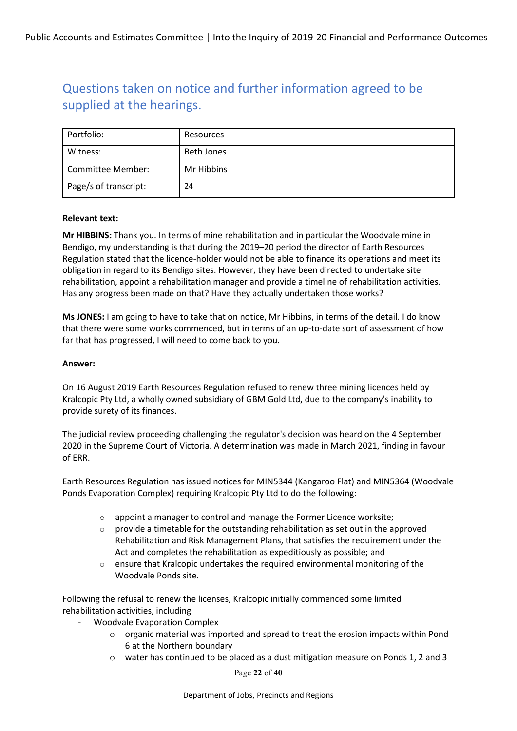## Questions taken on notice and further information agreed to be supplied at the hearings.

| Portfolio: | Resources |
|---|---|
| Witness: | Beth Jones |
| Committee Member: | Mr Hibbins |
| Page/s of transcript: | 24 |

**Relevant text:**

**Mr HIBBINS:** Thank you. In terms of mine rehabilitation and in particular the Woodvale mine in Bendigo, my understanding is that during the 2019–20 period the director of Earth Resources Regulation stated that the licence-holder would not be able to finance its operations and meet its obligation in regard to its Bendigo sites. However, they have been directed to undertake site rehabilitation, appoint a rehabilitation manager and provide a timeline of rehabilitation activities. Has any progress been made on that? Have they actually undertaken those works?

**Ms JONES:** I am going to have to take that on notice, Mr Hibbins, in terms of the detail. I do know that there were some works commenced, but in terms of an up-to-date sort of assessment of how far that has progressed, I will need to come back to you.

**Answer:**

On 16 August 2019 Earth Resources Regulation refused to renew three mining licences held by Kralcopic Pty Ltd, a wholly owned subsidiary of GBM Gold Ltd, due to the company's inability to provide surety of its finances.

The judicial review proceeding challenging the regulator's decision was heard on the 4 September 2020 in the Supreme Court of Victoria. A determination was made in March 2021, finding in favour of ERR.

Earth Resources Regulation has issued notices for MIN5344 (Kangaroo Flat) and MIN5364 (Woodvale Ponds Evaporation Complex) requiring Kralcopic Pty Ltd to do the following:

- appoint a manager to control and manage the Former Licence worksite;
- provide a timetable for the outstanding rehabilitation as set out in the approved Rehabilitation and Risk Management Plans, that satisfies the requirement under the Act and completes the rehabilitation as expeditiously as possible; and
- ensure that Kralcopic undertakes the required environmental monitoring of the Woodvale Ponds site.

Following the refusal to renew the licenses, Kralcopic initially commenced some limited rehabilitation activities, including

- Woodvale Evaporation Complex
  - organic material was imported and spread to treat the erosion impacts within Pond 6 at the Northern boundary
  - water has continued to be placed as a dust mitigation measure on Ponds 1, 2 and 3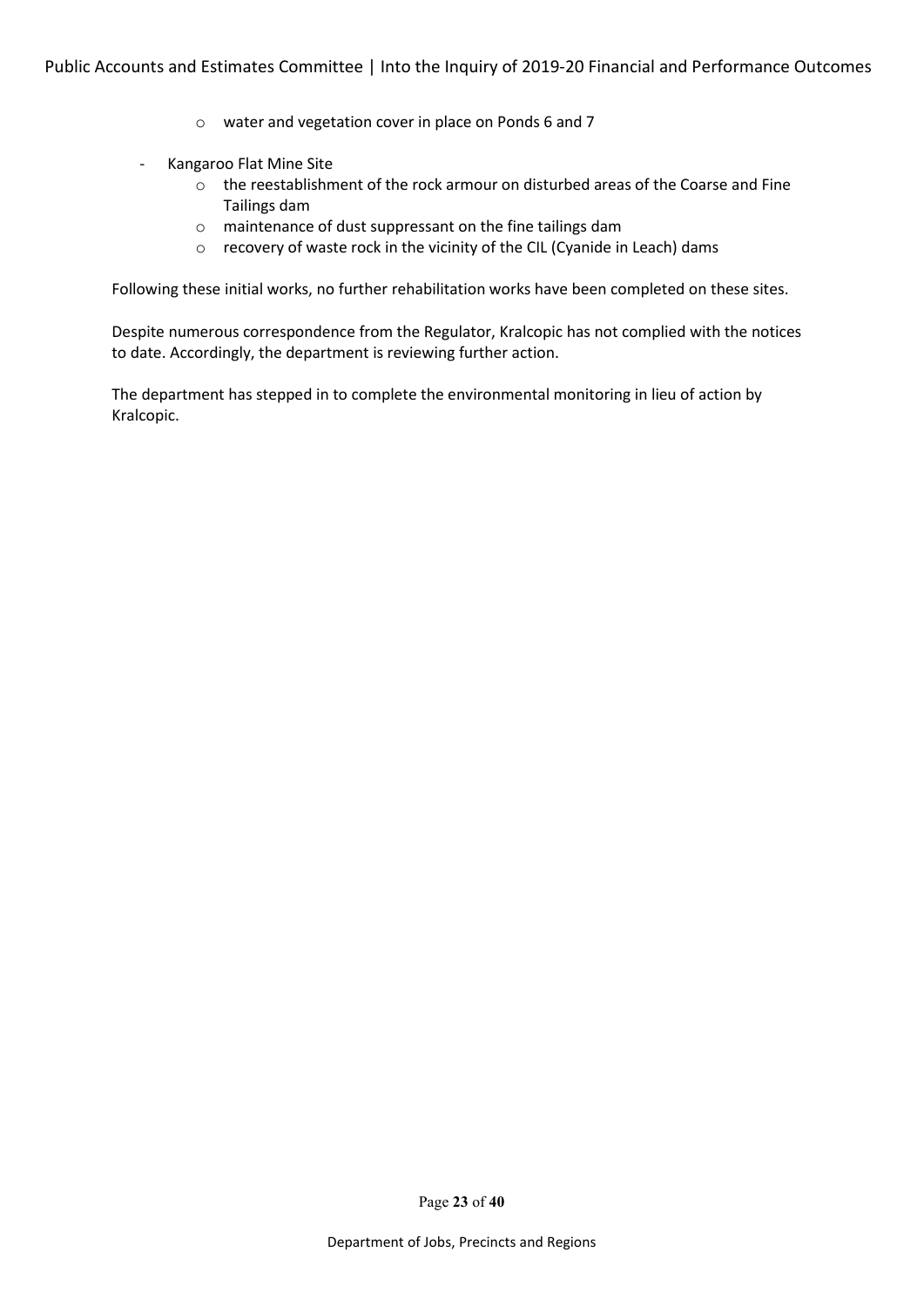- water and vegetation cover in place on Ponds 6 and 7

- Kangaroo Flat Mine Site
  - the reestablishment of the rock armour on disturbed areas of the Coarse and Fine Tailings dam
  - maintenance of dust suppressant on the fine tailings dam
  - recovery of waste rock in the vicinity of the CIL (Cyanide in Leach) dams

Following these initial works, no further rehabilitation works have been completed on these sites.

Despite numerous correspondence from the Regulator, Kralcopic has not complied with the notices to date. Accordingly, the department is reviewing further action.

The department has stepped in to complete the environmental monitoring in lieu of action by Kralcopic.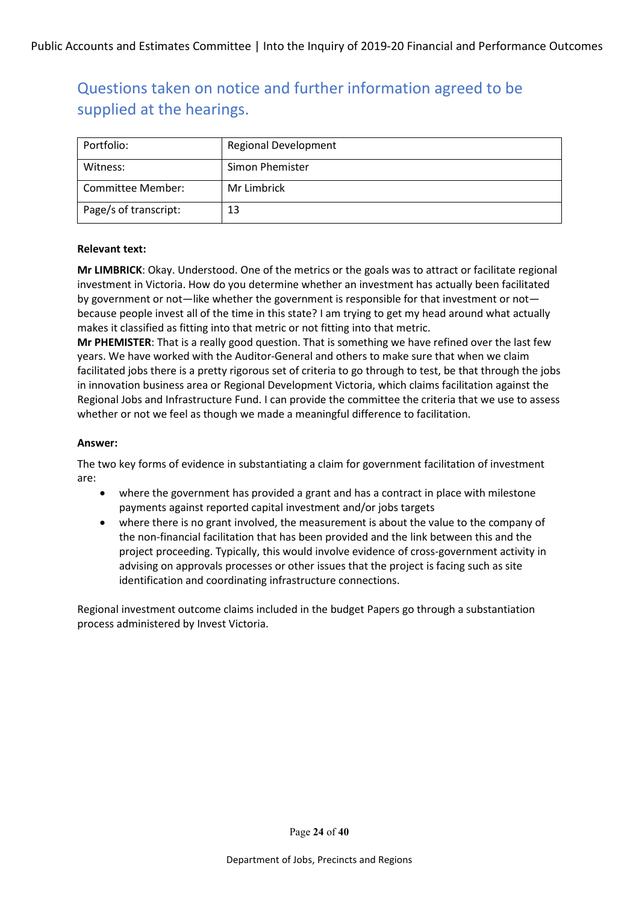## Questions taken on notice and further information agreed to be supplied at the hearings.

| Portfolio: | Regional Development |
|---|---|
| Witness: | Simon Phemister |
| Committee Member: | Mr Limbrick |
| Page/s of transcript: | 13 |

**Relevant text:**

**Mr LIMBRICK**: Okay. Understood. One of the metrics or the goals was to attract or facilitate regional investment in Victoria. How do you determine whether an investment has actually been facilitated by government or not—like whether the government is responsible for that investment or not—because people invest all of the time in this state? I am trying to get my head around what actually makes it classified as fitting into that metric or not fitting into that metric.

**Mr PHEMISTER**: That is a really good question. That is something we have refined over the last few years. We have worked with the Auditor-General and others to make sure that when we claim facilitated jobs there is a pretty rigorous set of criteria to go through to test, be that through the jobs in innovation business area or Regional Development Victoria, which claims facilitation against the Regional Jobs and Infrastructure Fund. I can provide the committee the criteria that we use to assess whether or not we feel as though we made a meaningful difference to facilitation.

**Answer:**

The two key forms of evidence in substantiating a claim for government facilitation of investment are:

- where the government has provided a grant and has a contract in place with milestone payments against reported capital investment and/or jobs targets
- where there is no grant involved, the measurement is about the value to the company of the non-financial facilitation that has been provided and the link between this and the project proceeding. Typically, this would involve evidence of cross-government activity in advising on approvals processes or other issues that the project is facing such as site identification and coordinating infrastructure connections.

Regional investment outcome claims included in the budget Papers go through a substantiation process administered by Invest Victoria.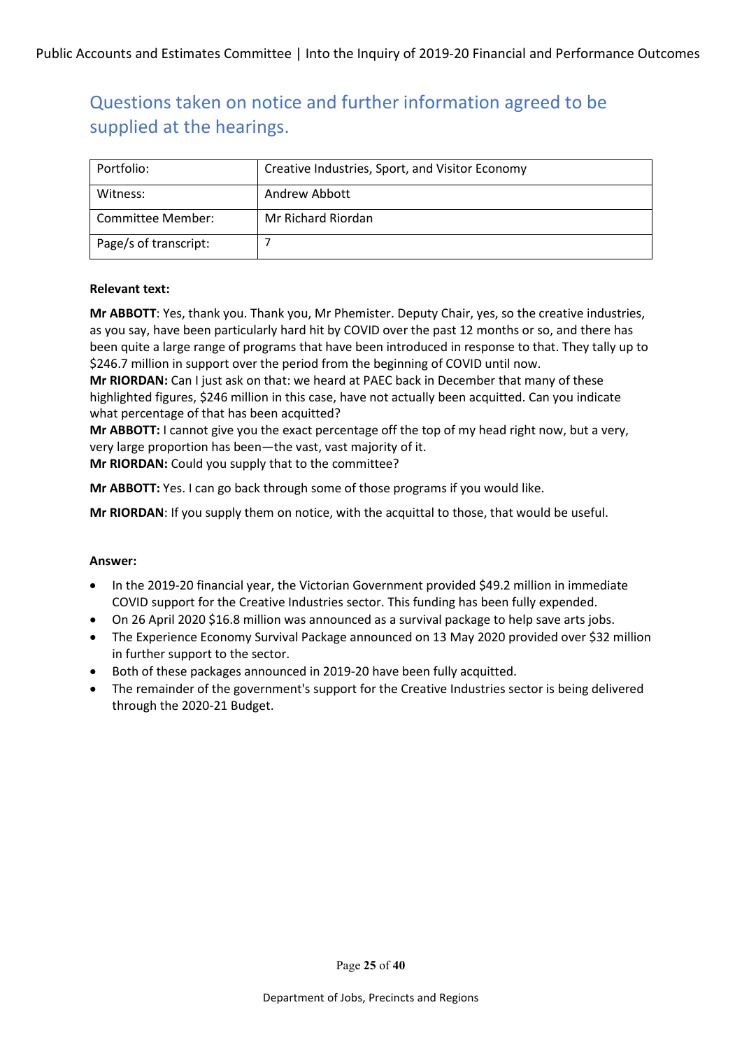## Questions taken on notice and further information agreed to be supplied at the hearings.

| Portfolio: | Creative Industries, Sport, and Visitor Economy |
|---|---|
| Witness: | Andrew Abbott |
| Committee Member: | Mr Richard Riordan |
| Page/s of transcript: | 7 |

**Relevant text:**

**Mr ABBOTT**: Yes, thank you. Thank you, Mr Phemister. Deputy Chair, yes, so the creative industries, as you say, have been particularly hard hit by COVID over the past 12 months or so, and there has been quite a large range of programs that have been introduced in response to that. They tally up to $246.7 million in support over the period from the beginning of COVID until now.

**Mr RIORDAN:** Can I just ask on that: we heard at PAEC back in December that many of these highlighted figures, $246 million in this case, have not actually been acquitted. Can you indicate what percentage of that has been acquitted?

**Mr ABBOTT:** I cannot give you the exact percentage off the top of my head right now, but a very, very large proportion has been—the vast, vast majority of it.

**Mr RIORDAN:** Could you supply that to the committee?

**Mr ABBOTT:** Yes. I can go back through some of those programs if you would like.

**Mr RIORDAN**: If you supply them on notice, with the acquittal to those, that would be useful.

**Answer:**

- In the 2019-20 financial year, the Victorian Government provided $49.2 million in immediate COVID support for the Creative Industries sector. This funding has been fully expended.
- On 26 April 2020 $16.8 million was announced as a survival package to help save arts jobs.
- The Experience Economy Survival Package announced on 13 May 2020 provided over $32 million in further support to the sector.
- Both of these packages announced in 2019-20 have been fully acquitted.
- The remainder of the government's support for the Creative Industries sector is being delivered through the 2020-21 Budget.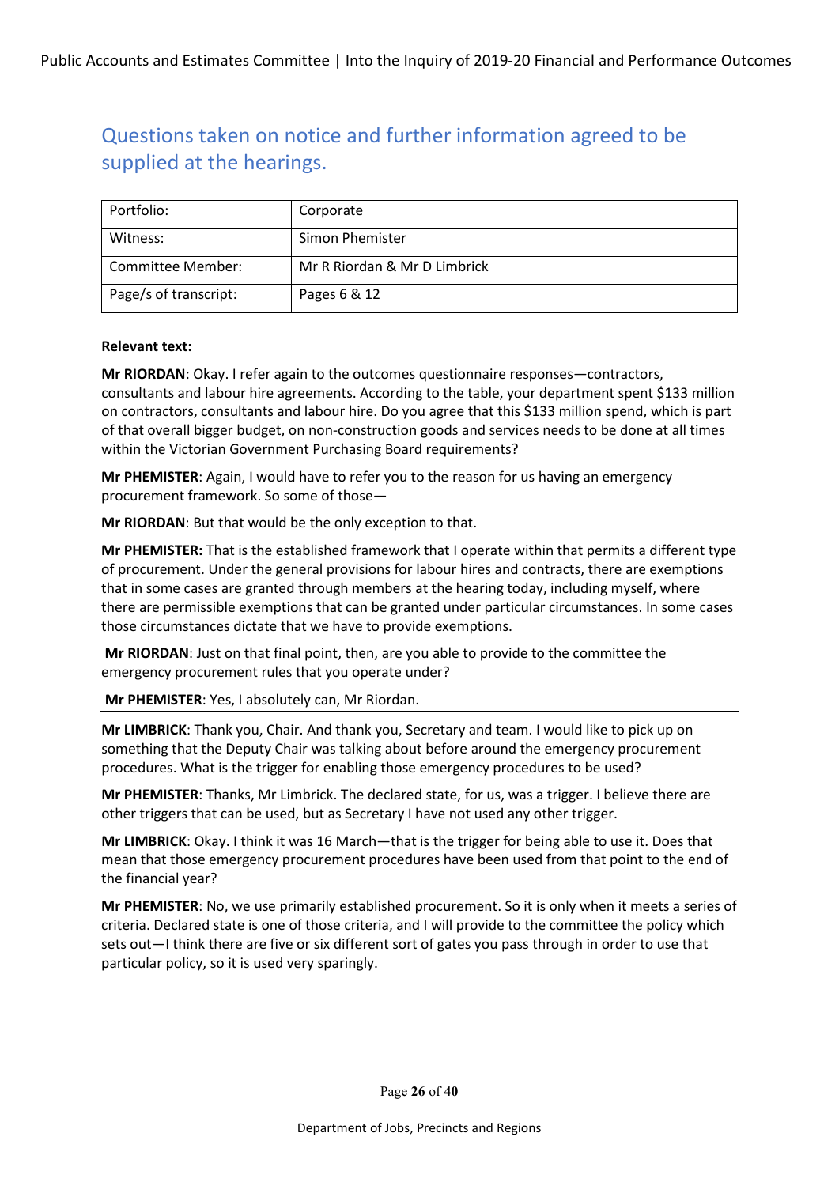## Questions taken on notice and further information agreed to be supplied at the hearings.

| Portfolio: | Corporate |
| --- | --- |
| Witness: | Simon Phemister |
| Committee Member: | Mr R Riordan & Mr D Limbrick |
| Page/s of transcript: | Pages 6 & 12 |

**Relevant text:**

**Mr RIORDAN**: Okay. I refer again to the outcomes questionnaire responses—contractors, consultants and labour hire agreements. According to the table, your department spent $133 million on contractors, consultants and labour hire. Do you agree that this $133 million spend, which is part of that overall bigger budget, on non-construction goods and services needs to be done at all times within the Victorian Government Purchasing Board requirements?

**Mr PHEMISTER**: Again, I would have to refer you to the reason for us having an emergency procurement framework. So some of those—

**Mr RIORDAN**: But that would be the only exception to that.

**Mr PHEMISTER:** That is the established framework that I operate within that permits a different type of procurement. Under the general provisions for labour hires and contracts, there are exemptions that in some cases are granted through members at the hearing today, including myself, where there are permissible exemptions that can be granted under particular circumstances. In some cases those circumstances dictate that we have to provide exemptions.

**Mr RIORDAN**: Just on that final point, then, are you able to provide to the committee the emergency procurement rules that you operate under?

**Mr PHEMISTER**: Yes, I absolutely can, Mr Riordan.

---

**Mr LIMBRICK**: Thank you, Chair. And thank you, Secretary and team. I would like to pick up on something that the Deputy Chair was talking about before around the emergency procurement procedures. What is the trigger for enabling those emergency procedures to be used?

**Mr PHEMISTER**: Thanks, Mr Limbrick. The declared state, for us, was a trigger. I believe there are other triggers that can be used, but as Secretary I have not used any other trigger.

**Mr LIMBRICK**: Okay. I think it was 16 March—that is the trigger for being able to use it. Does that mean that those emergency procurement procedures have been used from that point to the end of the financial year?

**Mr PHEMISTER**: No, we use primarily established procurement. So it is only when it meets a series of criteria. Declared state is one of those criteria, and I will provide to the committee the policy which sets out—I think there are five or six different sort of gates you pass through in order to use that particular policy, so it is used very sparingly.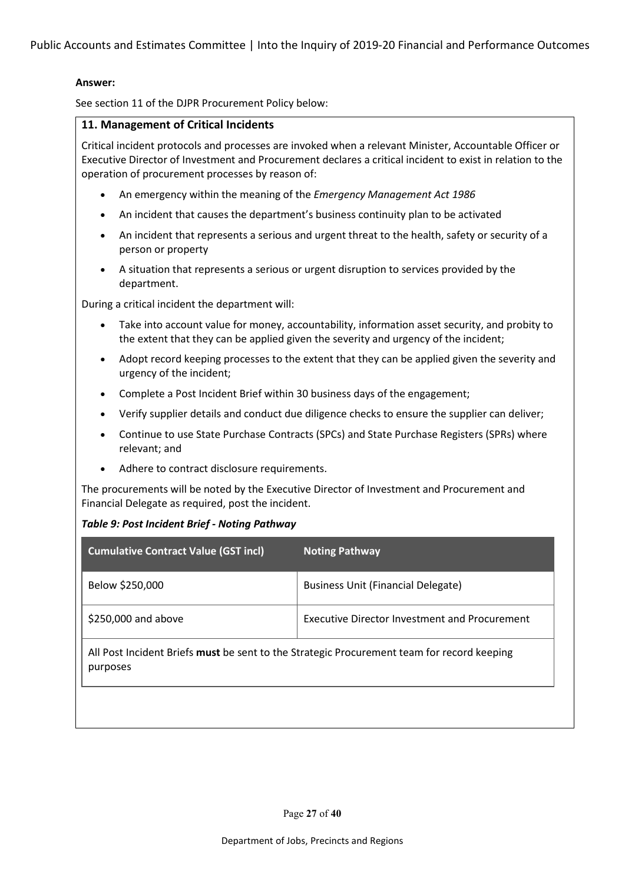**Answer:**

See section 11 of the DJPR Procurement Policy below:

**11. Management of Critical Incidents**

Critical incident protocols and processes are invoked when a relevant Minister, Accountable Officer or Executive Director of Investment and Procurement declares a critical incident to exist in relation to the operation of procurement processes by reason of:

- An emergency within the meaning of the *Emergency Management Act 1986*
- An incident that causes the department's business continuity plan to be activated
- An incident that represents a serious and urgent threat to the health, safety or security of a person or property
- A situation that represents a serious or urgent disruption to services provided by the department.

During a critical incident the department will:

- Take into account value for money, accountability, information asset security, and probity to the extent that they can be applied given the severity and urgency of the incident;
- Adopt record keeping processes to the extent that they can be applied given the severity and urgency of the incident;
- Complete a Post Incident Brief within 30 business days of the engagement;
- Verify supplier details and conduct due diligence checks to ensure the supplier can deliver;
- Continue to use State Purchase Contracts (SPCs) and State Purchase Registers (SPRs) where relevant; and
- Adhere to contract disclosure requirements.

The procurements will be noted by the Executive Director of Investment and Procurement and Financial Delegate as required, post the incident.

***Table 9: Post Incident Brief - Noting Pathway***

| Cumulative Contract Value (GST incl) | Noting Pathway |
| --- | --- |
| Below $250,000 | Business Unit (Financial Delegate) |
| $250,000 and above | Executive Director Investment and Procurement |
| All Post Incident Briefs **must** be sent to the Strategic Procurement team for record keeping purposes | |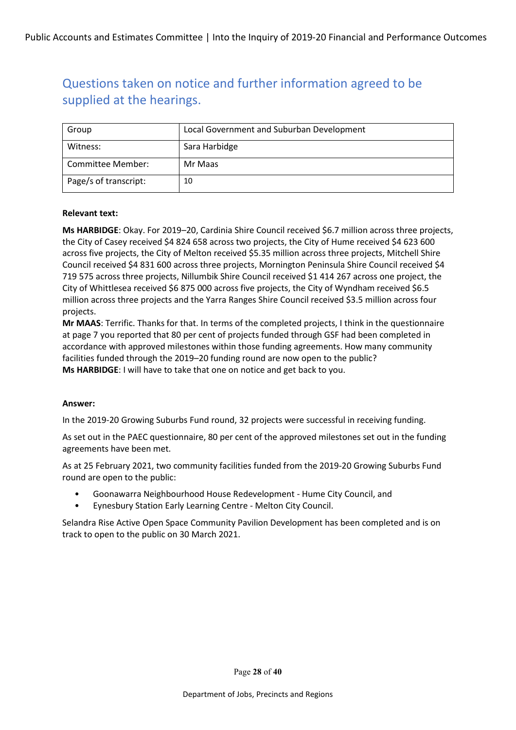## Questions taken on notice and further information agreed to be supplied at the hearings.

| Group | Local Government and Suburban Development |
| --- | --- |
| Witness: | Sara Harbidge |
| Committee Member: | Mr Maas |
| Page/s of transcript: | 10 |

**Relevant text:**

**Ms HARBIDGE**: Okay. For 2019–20, Cardinia Shire Council received $6.7 million across three projects, the City of Casey received $4 824 658 across two projects, the City of Hume received $4 623 600 across five projects, the City of Melton received $5.35 million across three projects, Mitchell Shire Council received $4 831 600 across three projects, Mornington Peninsula Shire Council received $4 719 575 across three projects, Nillumbik Shire Council received $1 414 267 across one project, the City of Whittlesea received $6 875 000 across five projects, the City of Wyndham received $6.5 million across three projects and the Yarra Ranges Shire Council received $3.5 million across four projects.

**Mr MAAS**: Terrific. Thanks for that. In terms of the completed projects, I think in the questionnaire at page 7 you reported that 80 per cent of projects funded through GSF had been completed in accordance with approved milestones within those funding agreements. How many community facilities funded through the 2019–20 funding round are now open to the public?

**Ms HARBIDGE**: I will have to take that one on notice and get back to you.

**Answer:**

In the 2019-20 Growing Suburbs Fund round, 32 projects were successful in receiving funding.

As set out in the PAEC questionnaire, 80 per cent of the approved milestones set out in the funding agreements have been met.

As at 25 February 2021, two community facilities funded from the 2019-20 Growing Suburbs Fund round are open to the public:

- Goonawarra Neighbourhood House Redevelopment - Hume City Council, and
- Eynesbury Station Early Learning Centre - Melton City Council.

Selandra Rise Active Open Space Community Pavilion Development has been completed and is on track to open to the public on 30 March 2021.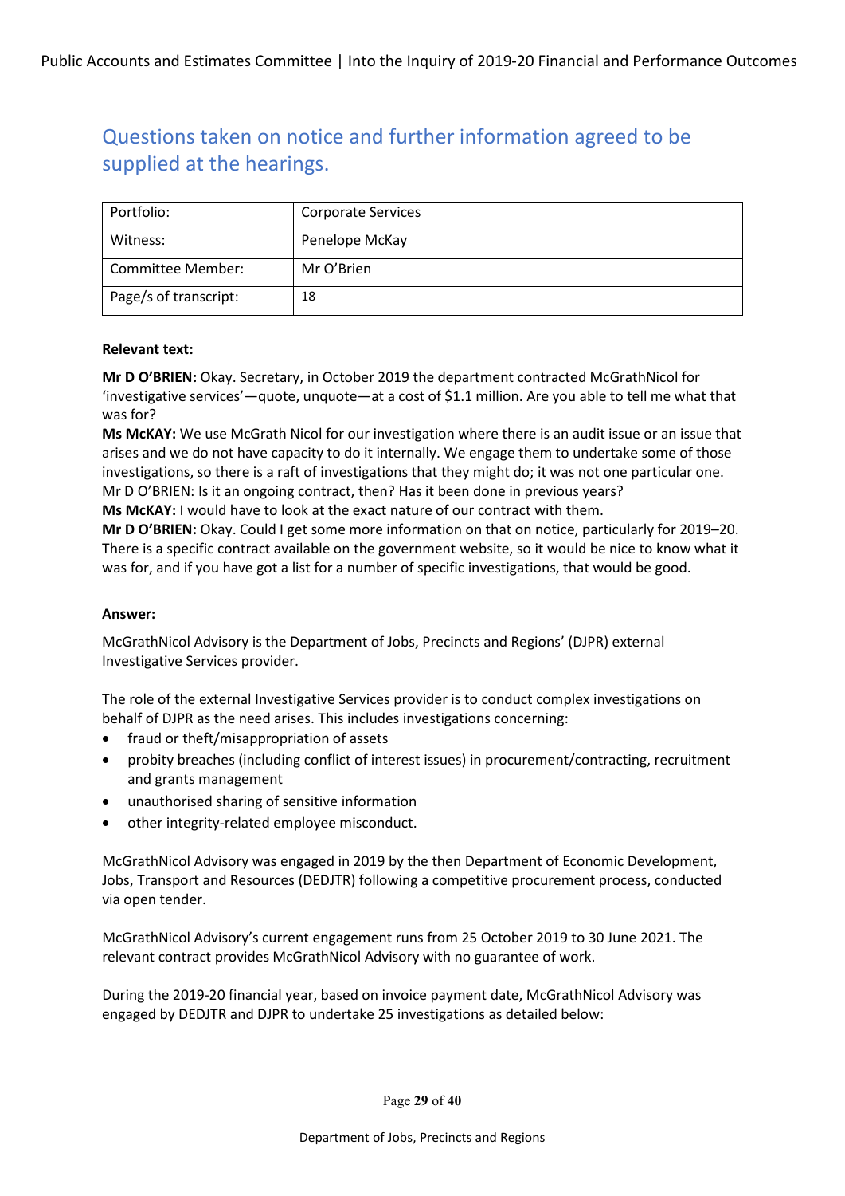## Questions taken on notice and further information agreed to be supplied at the hearings.

| Portfolio: | Corporate Services |
| --- | --- |
| Witness: | Penelope McKay |
| Committee Member: | Mr O'Brien |
| Page/s of transcript: | 18 |

**Relevant text:**

**Mr D O'BRIEN:** Okay. Secretary, in October 2019 the department contracted McGrathNicol for 'investigative services'—quote, unquote—at a cost of $1.1 million. Are you able to tell me what that was for?

**Ms McKAY:** We use McGrath Nicol for our investigation where there is an audit issue or an issue that arises and we do not have capacity to do it internally. We engage them to undertake some of those investigations, so there is a raft of investigations that they might do; it was not one particular one.

Mr D O'BRIEN: Is it an ongoing contract, then? Has it been done in previous years?

**Ms McKAY:** I would have to look at the exact nature of our contract with them.

**Mr D O'BRIEN:** Okay. Could I get some more information on that on notice, particularly for 2019–20. There is a specific contract available on the government website, so it would be nice to know what it was for, and if you have got a list for a number of specific investigations, that would be good.

**Answer:**

McGrathNicol Advisory is the Department of Jobs, Precincts and Regions' (DJPR) external Investigative Services provider.

The role of the external Investigative Services provider is to conduct complex investigations on behalf of DJPR as the need arises. This includes investigations concerning:

- fraud or theft/misappropriation of assets
- probity breaches (including conflict of interest issues) in procurement/contracting, recruitment and grants management
- unauthorised sharing of sensitive information
- other integrity-related employee misconduct.

McGrathNicol Advisory was engaged in 2019 by the then Department of Economic Development, Jobs, Transport and Resources (DEDJTR) following a competitive procurement process, conducted via open tender.

McGrathNicol Advisory's current engagement runs from 25 October 2019 to 30 June 2021. The relevant contract provides McGrathNicol Advisory with no guarantee of work.

During the 2019-20 financial year, based on invoice payment date, McGrathNicol Advisory was engaged by DEDJTR and DJPR to undertake 25 investigations as detailed below: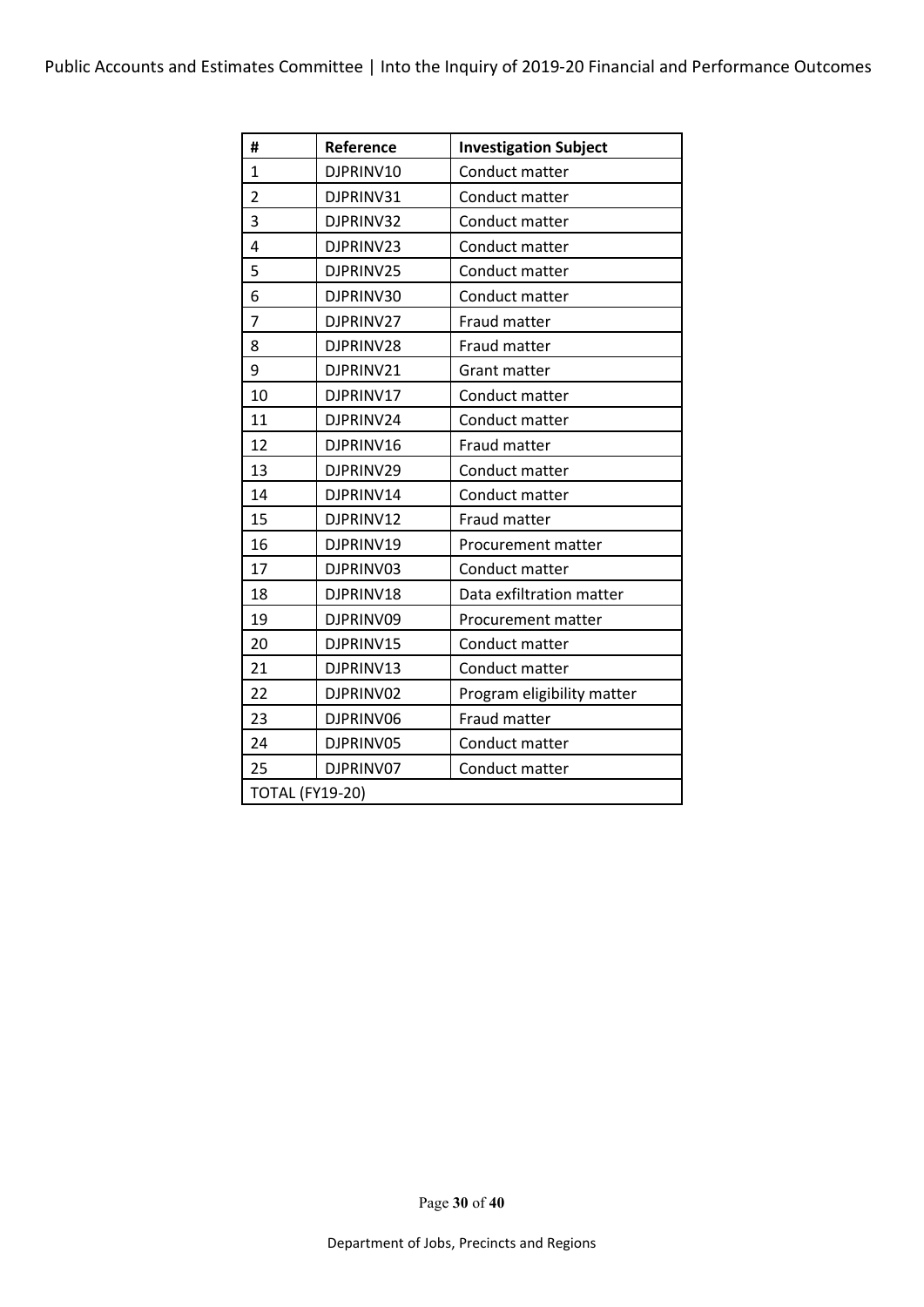| # | Reference | Investigation Subject |
|---|---|---|
| 1 | DJPRINV10 | Conduct matter |
| 2 | DJPRINV31 | Conduct matter |
| 3 | DJPRINV32 | Conduct matter |
| 4 | DJPRINV23 | Conduct matter |
| 5 | DJPRINV25 | Conduct matter |
| 6 | DJPRINV30 | Conduct matter |
| 7 | DJPRINV27 | Fraud matter |
| 8 | DJPRINV28 | Fraud matter |
| 9 | DJPRINV21 | Grant matter |
| 10 | DJPRINV17 | Conduct matter |
| 11 | DJPRINV24 | Conduct matter |
| 12 | DJPRINV16 | Fraud matter |
| 13 | DJPRINV29 | Conduct matter |
| 14 | DJPRINV14 | Conduct matter |
| 15 | DJPRINV12 | Fraud matter |
| 16 | DJPRINV19 | Procurement matter |
| 17 | DJPRINV03 | Conduct matter |
| 18 | DJPRINV18 | Data exfiltration matter |
| 19 | DJPRINV09 | Procurement matter |
| 20 | DJPRINV15 | Conduct matter |
| 21 | DJPRINV13 | Conduct matter |
| 22 | DJPRINV02 | Program eligibility matter |
| 23 | DJPRINV06 | Fraud matter |
| 24 | DJPRINV05 | Conduct matter |
| 25 | DJPRINV07 | Conduct matter |
| TOTAL (FY19-20) | | |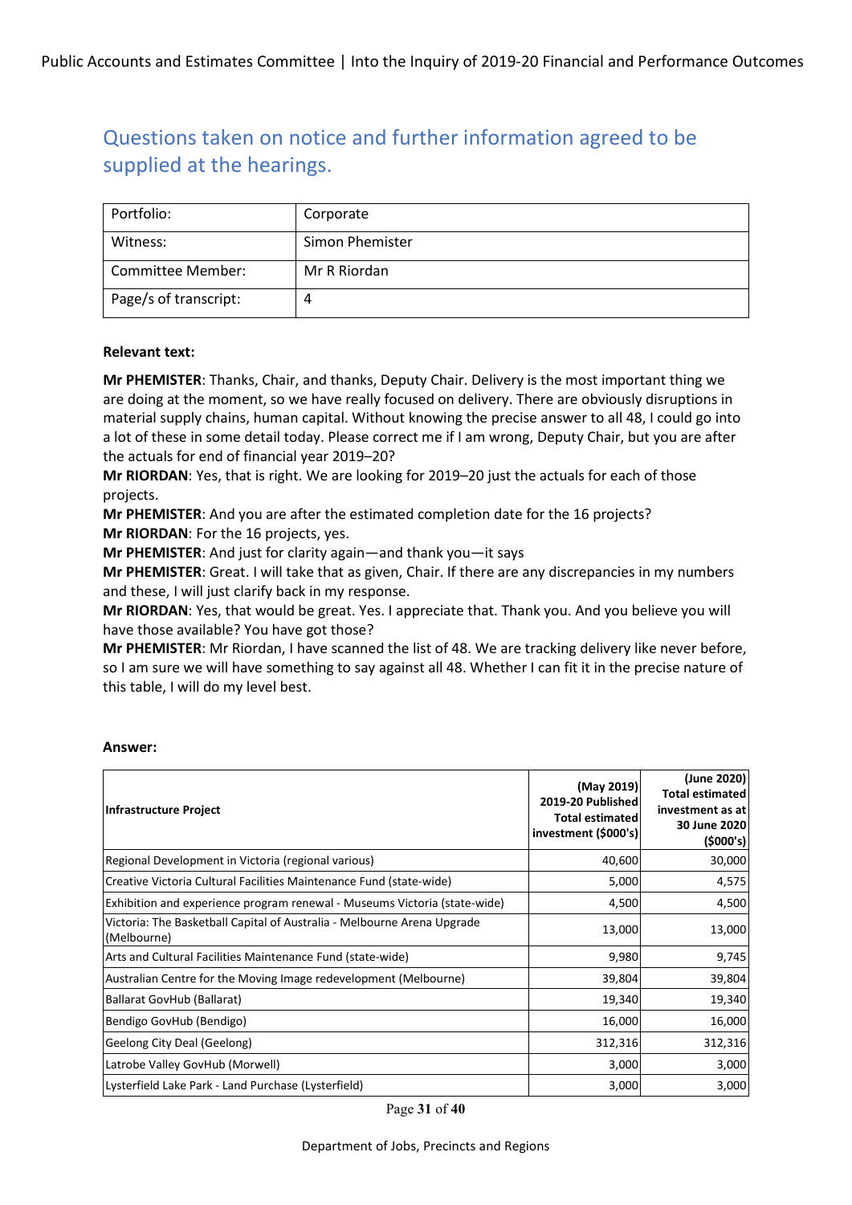## Questions taken on notice and further information agreed to be supplied at the hearings.

| Portfolio: | Corporate |
|---|---|
| Witness: | Simon Phemister |
| Committee Member: | Mr R Riordan |
| Page/s of transcript: | 4 |

**Relevant text:**

**Mr PHEMISTER**: Thanks, Chair, and thanks, Deputy Chair. Delivery is the most important thing we are doing at the moment, so we have really focused on delivery. There are obviously disruptions in material supply chains, human capital. Without knowing the precise answer to all 48, I could go into a lot of these in some detail today. Please correct me if I am wrong, Deputy Chair, but you are after the actuals for end of financial year 2019–20?

**Mr RIORDAN**: Yes, that is right. We are looking for 2019–20 just the actuals for each of those projects.

**Mr PHEMISTER**: And you are after the estimated completion date for the 16 projects?

**Mr RIORDAN**: For the 16 projects, yes.

**Mr PHEMISTER**: And just for clarity again—and thank you—it says

**Mr PHEMISTER**: Great. I will take that as given, Chair. If there are any discrepancies in my numbers and these, I will just clarify back in my response.

**Mr RIORDAN**: Yes, that would be great. Yes. I appreciate that. Thank you. And you believe you will have those available? You have got those?

**Mr PHEMISTER**: Mr Riordan, I have scanned the list of 48. We are tracking delivery like never before, so I am sure we will have something to say against all 48. Whether I can fit it in the precise nature of this table, I will do my level best.

**Answer:**

| Infrastructure Project | (May 2019) 2019-20 Published Total estimated investment ($000's) | (June 2020) Total estimated investment as at 30 June 2020 ($000's) |
|---|---|---|
| Regional Development in Victoria (regional various) | 40,600 | 30,000 |
| Creative Victoria Cultural Facilities Maintenance Fund (state-wide) | 5,000 | 4,575 |
| Exhibition and experience program renewal - Museums Victoria (state-wide) | 4,500 | 4,500 |
| Victoria: The Basketball Capital of Australia - Melbourne Arena Upgrade (Melbourne) | 13,000 | 13,000 |
| Arts and Cultural Facilities Maintenance Fund (state-wide) | 9,980 | 9,745 |
| Australian Centre for the Moving Image redevelopment (Melbourne) | 39,804 | 39,804 |
| Ballarat GovHub (Ballarat) | 19,340 | 19,340 |
| Bendigo GovHub (Bendigo) | 16,000 | 16,000 |
| Geelong City Deal (Geelong) | 312,316 | 312,316 |
| Latrobe Valley GovHub (Morwell) | 3,000 | 3,000 |
| Lysterfield Lake Park - Land Purchase (Lysterfield) | 3,000 | 3,000 |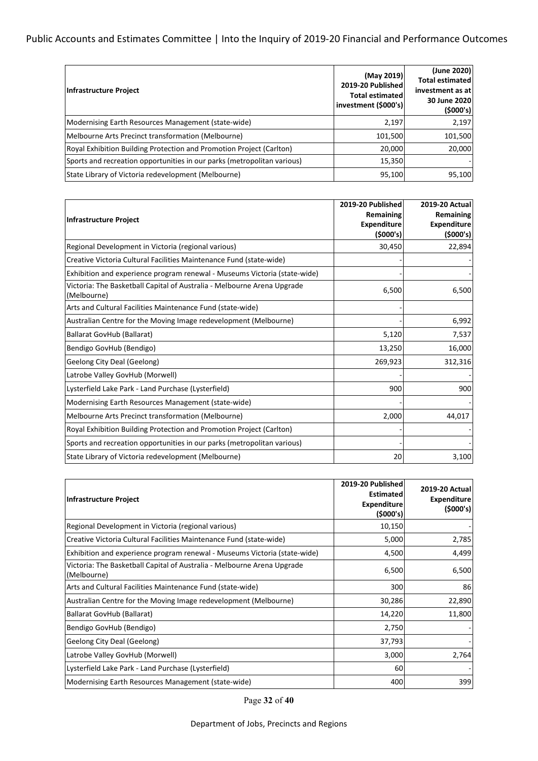| Infrastructure Project | (May 2019) 2019-20 Published Total estimated investment ($000's) | (June 2020) Total estimated investment as at 30 June 2020 ($000's) |
|---|---|---|
| Modernising Earth Resources Management (state-wide) | 2,197 | 2,197 |
| Melbourne Arts Precinct transformation (Melbourne) | 101,500 | 101,500 |
| Royal Exhibition Building Protection and Promotion Project (Carlton) | 20,000 | 20,000 |
| Sports and recreation opportunities in our parks (metropolitan various) | 15,350 | - |
| State Library of Victoria redevelopment (Melbourne) | 95,100 | 95,100 |

| Infrastructure Project | 2019-20 Published Remaining Expenditure ($000's) | 2019-20 Actual Remaining Expenditure ($000's) |
|---|---|---|
| Regional Development in Victoria (regional various) | 30,450 | 22,894 |
| Creative Victoria Cultural Facilities Maintenance Fund (state-wide) | - | - |
| Exhibition and experience program renewal - Museums Victoria (state-wide) | - | - |
| Victoria: The Basketball Capital of Australia - Melbourne Arena Upgrade (Melbourne) | 6,500 | 6,500 |
| Arts and Cultural Facilities Maintenance Fund (state-wide) | - | |
| Australian Centre for the Moving Image redevelopment (Melbourne) | - | 6,992 |
| Ballarat GovHub (Ballarat) | 5,120 | 7,537 |
| Bendigo GovHub (Bendigo) | 13,250 | 16,000 |
| Geelong City Deal (Geelong) | 269,923 | 312,316 |
| Latrobe Valley GovHub (Morwell) | - | - |
| Lysterfield Lake Park - Land Purchase (Lysterfield) | 900 | 900 |
| Modernising Earth Resources Management (state-wide) | - | - |
| Melbourne Arts Precinct transformation (Melbourne) | 2,000 | 44,017 |
| Royal Exhibition Building Protection and Promotion Project (Carlton) | - | - |
| Sports and recreation opportunities in our parks (metropolitan various) | - | - |
| State Library of Victoria redevelopment (Melbourne) | 20 | 3,100 |

| Infrastructure Project | 2019-20 Published Estimated Expenditure ($000's) | 2019-20 Actual Expenditure ($000's) |
|---|---|---|
| Regional Development in Victoria (regional various) | 10,150 | - |
| Creative Victoria Cultural Facilities Maintenance Fund (state-wide) | 5,000 | 2,785 |
| Exhibition and experience program renewal - Museums Victoria (state-wide) | 4,500 | 4,499 |
| Victoria: The Basketball Capital of Australia - Melbourne Arena Upgrade (Melbourne) | 6,500 | 6,500 |
| Arts and Cultural Facilities Maintenance Fund (state-wide) | 300 | 86 |
| Australian Centre for the Moving Image redevelopment (Melbourne) | 30,286 | 22,890 |
| Ballarat GovHub (Ballarat) | 14,220 | 11,800 |
| Bendigo GovHub (Bendigo) | 2,750 | - |
| Geelong City Deal (Geelong) | 37,793 | - |
| Latrobe Valley GovHub (Morwell) | 3,000 | 2,764 |
| Lysterfield Lake Park - Land Purchase (Lysterfield) | 60 | - |
| Modernising Earth Resources Management (state-wide) | 400 | 399 |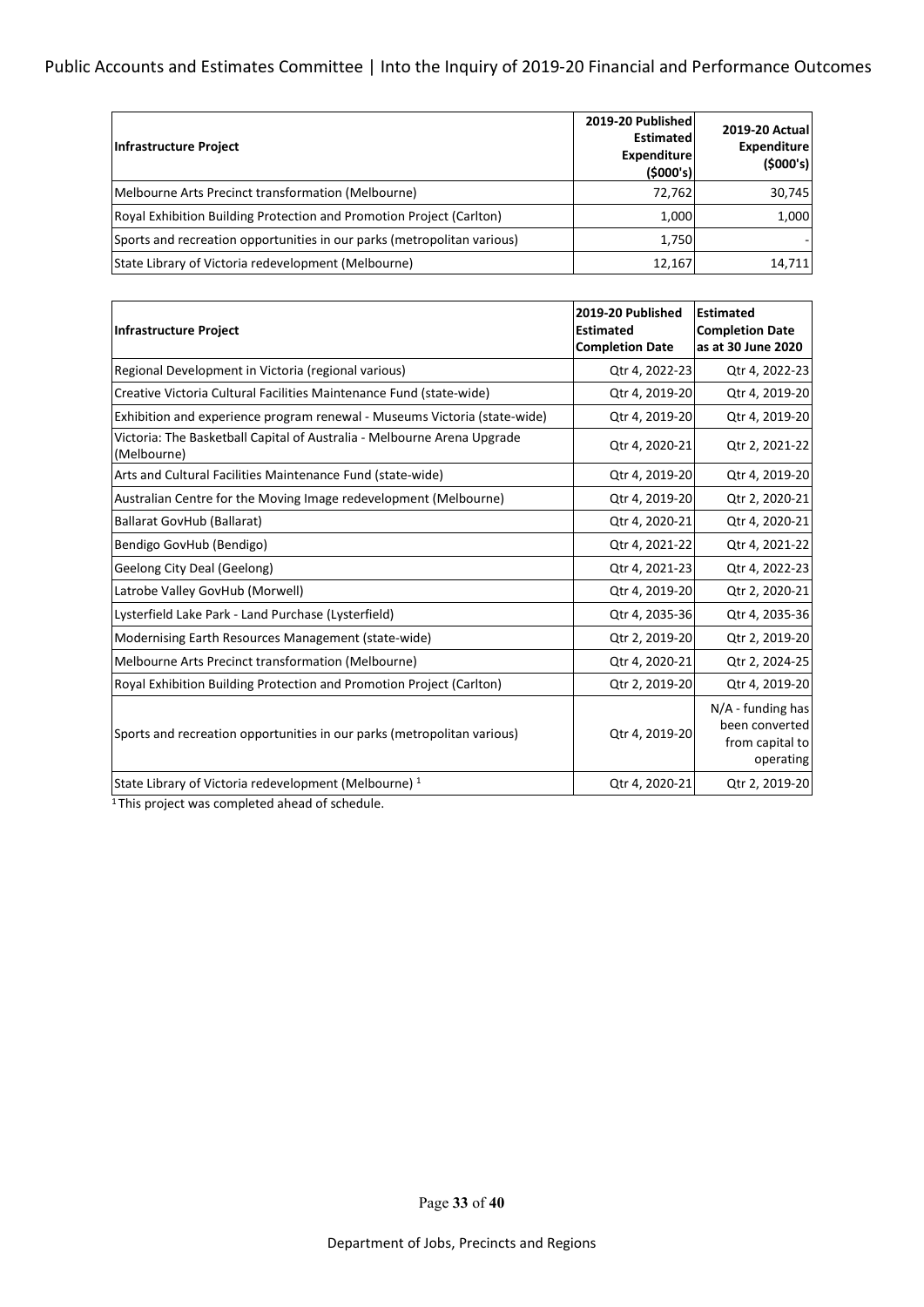| Infrastructure Project | 2019-20 Published Estimated Expenditure ($000's) | 2019-20 Actual Expenditure ($000's) |
|---|---|---|
| Melbourne Arts Precinct transformation (Melbourne) | 72,762 | 30,745 |
| Royal Exhibition Building Protection and Promotion Project (Carlton) | 1,000 | 1,000 |
| Sports and recreation opportunities in our parks (metropolitan various) | 1,750 | - |
| State Library of Victoria redevelopment (Melbourne) | 12,167 | 14,711 |

| Infrastructure Project | 2019-20 Published Estimated Completion Date | Estimated Completion Date as at 30 June 2020 |
|---|---|---|
| Regional Development in Victoria (regional various) | Qtr 4, 2022-23 | Qtr 4, 2022-23 |
| Creative Victoria Cultural Facilities Maintenance Fund (state-wide) | Qtr 4, 2019-20 | Qtr 4, 2019-20 |
| Exhibition and experience program renewal - Museums Victoria (state-wide) | Qtr 4, 2019-20 | Qtr 4, 2019-20 |
| Victoria: The Basketball Capital of Australia - Melbourne Arena Upgrade (Melbourne) | Qtr 4, 2020-21 | Qtr 2, 2021-22 |
| Arts and Cultural Facilities Maintenance Fund (state-wide) | Qtr 4, 2019-20 | Qtr 4, 2019-20 |
| Australian Centre for the Moving Image redevelopment (Melbourne) | Qtr 4, 2019-20 | Qtr 2, 2020-21 |
| Ballarat GovHub (Ballarat) | Qtr 4, 2020-21 | Qtr 4, 2020-21 |
| Bendigo GovHub (Bendigo) | Qtr 4, 2021-22 | Qtr 4, 2021-22 |
| Geelong City Deal (Geelong) | Qtr 4, 2021-23 | Qtr 4, 2022-23 |
| Latrobe Valley GovHub (Morwell) | Qtr 4, 2019-20 | Qtr 2, 2020-21 |
| Lysterfield Lake Park - Land Purchase (Lysterfield) | Qtr 4, 2035-36 | Qtr 4, 2035-36 |
| Modernising Earth Resources Management (state-wide) | Qtr 2, 2019-20 | Qtr 2, 2019-20 |
| Melbourne Arts Precinct transformation (Melbourne) | Qtr 4, 2020-21 | Qtr 2, 2024-25 |
| Royal Exhibition Building Protection and Promotion Project (Carlton) | Qtr 2, 2019-20 | Qtr 4, 2019-20 |
| Sports and recreation opportunities in our parks (metropolitan various) | Qtr 4, 2019-20 | N/A - funding has been converted from capital to operating |
| State Library of Victoria redevelopment (Melbourne) [1] | Qtr 4, 2020-21 | Qtr 2, 2019-20 |

[1] This project was completed ahead of schedule.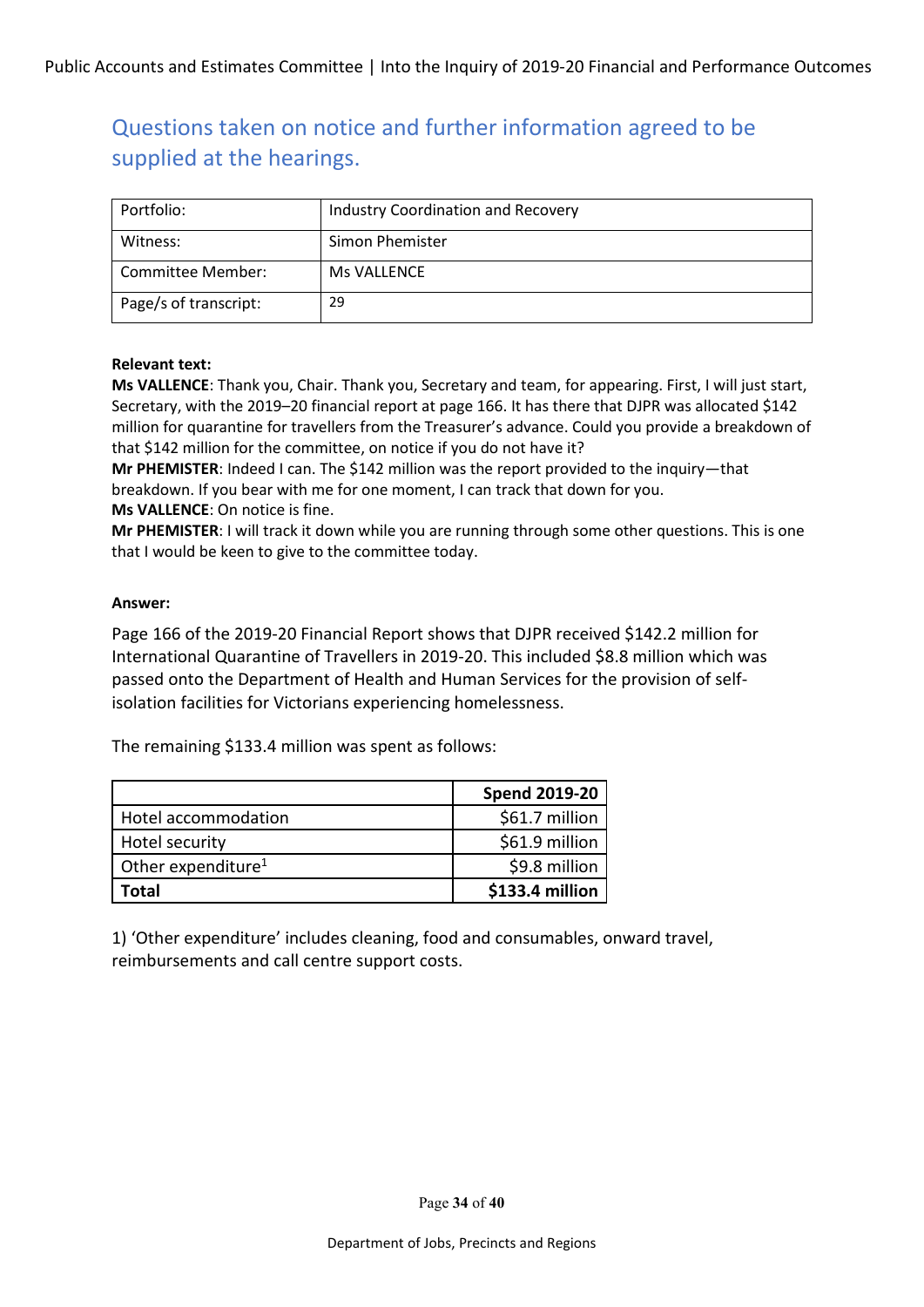## Questions taken on notice and further information agreed to be supplied at the hearings.

| Portfolio: | Industry Coordination and Recovery |
| --- | --- |
| Witness: | Simon Phemister |
| Committee Member: | Ms VALLENCE |
| Page/s of transcript: | 29 |

**Relevant text:**

**Ms VALLENCE**: Thank you, Chair. Thank you, Secretary and team, for appearing. First, I will just start, Secretary, with the 2019–20 financial report at page 166. It has there that DJPR was allocated $142 million for quarantine for travellers from the Treasurer's advance. Could you provide a breakdown of that $142 million for the committee, on notice if you do not have it?

**Mr PHEMISTER**: Indeed I can. The $142 million was the report provided to the inquiry—that breakdown. If you bear with me for one moment, I can track that down for you.

**Ms VALLENCE**: On notice is fine.

**Mr PHEMISTER**: I will track it down while you are running through some other questions. This is one that I would be keen to give to the committee today.

**Answer:**

Page 166 of the 2019-20 Financial Report shows that DJPR received $142.2 million for International Quarantine of Travellers in 2019-20. This included $8.8 million which was passed onto the Department of Health and Human Services for the provision of self-isolation facilities for Victorians experiencing homelessness.

The remaining $133.4 million was spent as follows:

| | **Spend 2019-20** |
| --- | --- |
| Hotel accommodation | $61.7 million |
| Hotel security | $61.9 million |
| Other expenditure[1] | $9.8 million |
| **Total** | **$133.4 million** |

1) 'Other expenditure' includes cleaning, food and consumables, onward travel, reimbursements and call centre support costs.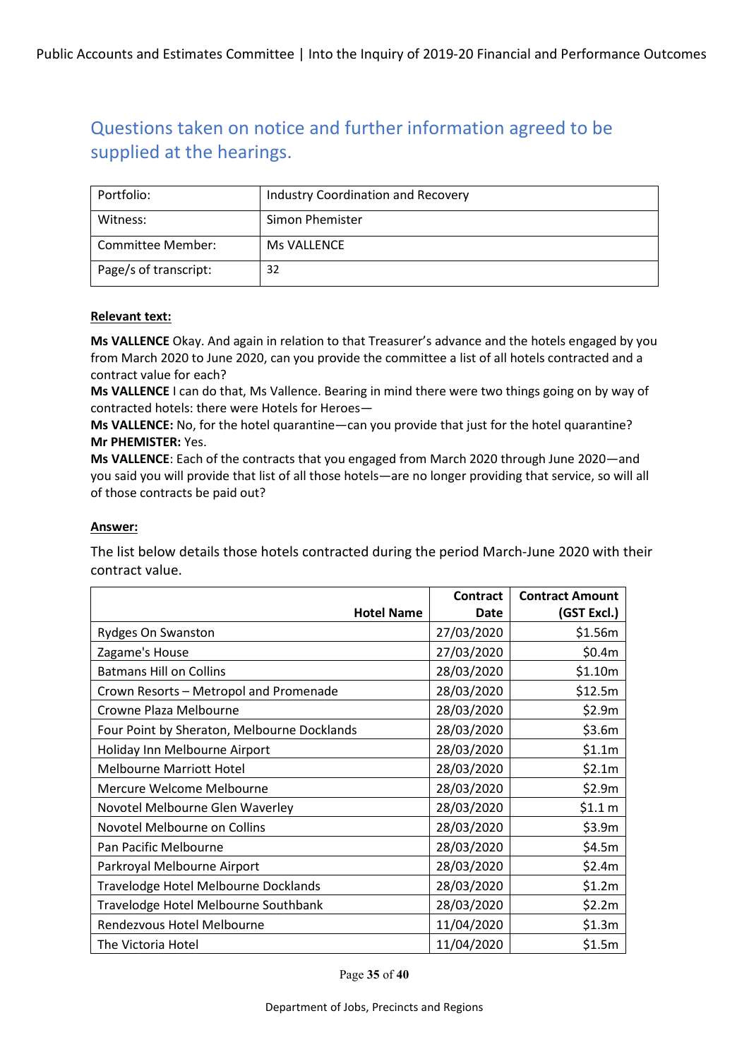## Questions taken on notice and further information agreed to be supplied at the hearings.

| Portfolio: | Industry Coordination and Recovery |
|---|---|
| Witness: | Simon Phemister |
| Committee Member: | Ms VALLENCE |
| Page/s of transcript: | 32 |

**Relevant text:**

**Ms VALLENCE** Okay. And again in relation to that Treasurer's advance and the hotels engaged by you from March 2020 to June 2020, can you provide the committee a list of all hotels contracted and a contract value for each?

**Ms VALLENCE** I can do that, Ms Vallence. Bearing in mind there were two things going on by way of contracted hotels: there were Hotels for Heroes—

**Ms VALLENCE:** No, for the hotel quarantine—can you provide that just for the hotel quarantine?

**Mr PHEMISTER:** Yes.

**Ms VALLENCE**: Each of the contracts that you engaged from March 2020 through June 2020—and you said you will provide that list of all those hotels—are no longer providing that service, so will all of those contracts be paid out?

**Answer:**

The list below details those hotels contracted during the period March-June 2020 with their contract value.

| Hotel Name | Contract Date | Contract Amount (GST Excl.) |
|---|---|---|
| Rydges On Swanston | 27/03/2020 | $1.56m |
| Zagame's House | 27/03/2020 | $0.4m |
| Batmans Hill on Collins | 28/03/2020 | $1.10m |
| Crown Resorts – Metropol and Promenade | 28/03/2020 | $12.5m |
| Crowne Plaza Melbourne | 28/03/2020 | $2.9m |
| Four Point by Sheraton, Melbourne Docklands | 28/03/2020 | $3.6m |
| Holiday Inn Melbourne Airport | 28/03/2020 | $1.1m |
| Melbourne Marriott Hotel | 28/03/2020 | $2.1m |
| Mercure Welcome Melbourne | 28/03/2020 | $2.9m |
| Novotel Melbourne Glen Waverley | 28/03/2020 | $1.1 m |
| Novotel Melbourne on Collins | 28/03/2020 | $3.9m |
| Pan Pacific Melbourne | 28/03/2020 | $4.5m |
| Parkroyal Melbourne Airport | 28/03/2020 | $2.4m |
| Travelodge Hotel Melbourne Docklands | 28/03/2020 | $1.2m |
| Travelodge Hotel Melbourne Southbank | 28/03/2020 | $2.2m |
| Rendezvous Hotel Melbourne | 11/04/2020 | $1.3m |
| The Victoria Hotel | 11/04/2020 | $1.5m |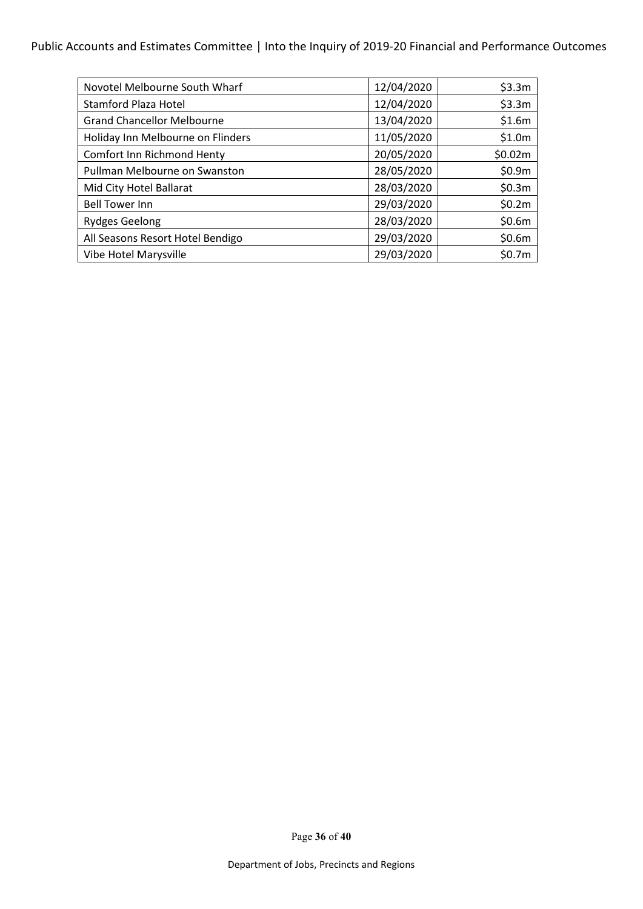| Novotel Melbourne South Wharf | 12/04/2020 | $3.3m |
|---|---|---|
| Stamford Plaza Hotel | 12/04/2020 | $3.3m |
| Grand Chancellor Melbourne | 13/04/2020 | $1.6m |
| Holiday Inn Melbourne on Flinders | 11/05/2020 | $1.0m |
| Comfort Inn Richmond Henty | 20/05/2020 | $0.02m |
| Pullman Melbourne on Swanston | 28/05/2020 | $0.9m |
| Mid City Hotel Ballarat | 28/03/2020 | $0.3m |
| Bell Tower Inn | 29/03/2020 | $0.2m |
| Rydges Geelong | 28/03/2020 | $0.6m |
| All Seasons Resort Hotel Bendigo | 29/03/2020 | $0.6m |
| Vibe Hotel Marysville | 29/03/2020 | $0.7m |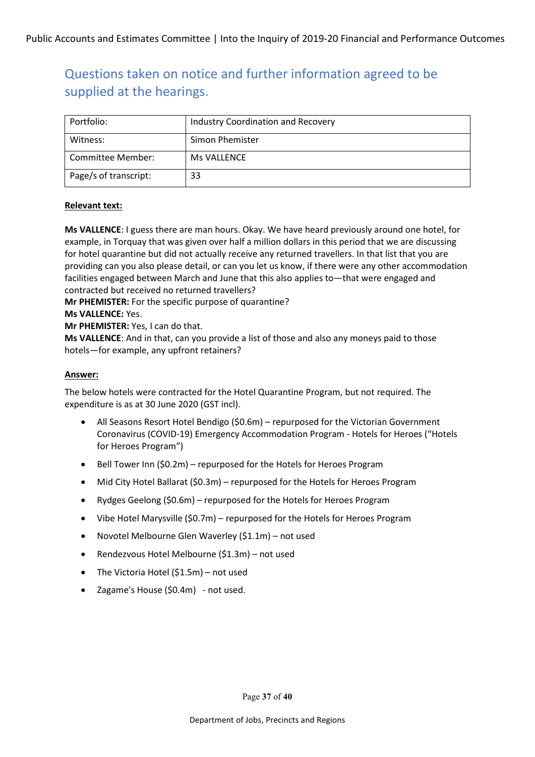## Questions taken on notice and further information agreed to be supplied at the hearings.

| Portfolio: | Industry Coordination and Recovery |
| --- | --- |
| Witness: | Simon Phemister |
| Committee Member: | Ms VALLENCE |
| Page/s of transcript: | 33 |

**Relevant text:**

**Ms VALLENCE**: I guess there are man hours. Okay. We have heard previously around one hotel, for example, in Torquay that was given over half a million dollars in this period that we are discussing for hotel quarantine but did not actually receive any returned travellers. In that list that you are providing can you also please detail, or can you let us know, if there were any other accommodation facilities engaged between March and June that this also applies to—that were engaged and contracted but received no returned travellers?
**Mr PHEMISTER:** For the specific purpose of quarantine?
**Ms VALLENCE:** Yes.
**Mr PHEMISTER:** Yes, I can do that.
**Ms VALLENCE**: And in that, can you provide a list of those and also any moneys paid to those hotels—for example, any upfront retainers?

**Answer:**

The below hotels were contracted for the Hotel Quarantine Program, but not required. The expenditure is as at 30 June 2020 (GST incl).

- All Seasons Resort Hotel Bendigo ($0.6m) – repurposed for the Victorian Government Coronavirus (COVID-19) Emergency Accommodation Program - Hotels for Heroes ("Hotels for Heroes Program")
- Bell Tower Inn ($0.2m) – repurposed for the Hotels for Heroes Program
- Mid City Hotel Ballarat ($0.3m) – repurposed for the Hotels for Heroes Program
- Rydges Geelong ($0.6m) – repurposed for the Hotels for Heroes Program
- Vibe Hotel Marysville ($0.7m) – repurposed for the Hotels for Heroes Program
- Novotel Melbourne Glen Waverley ($1.1m) – not used
- Rendezvous Hotel Melbourne ($1.3m) – not used
- The Victoria Hotel ($1.5m) – not used
- Zagame's House ($0.4m) - not used.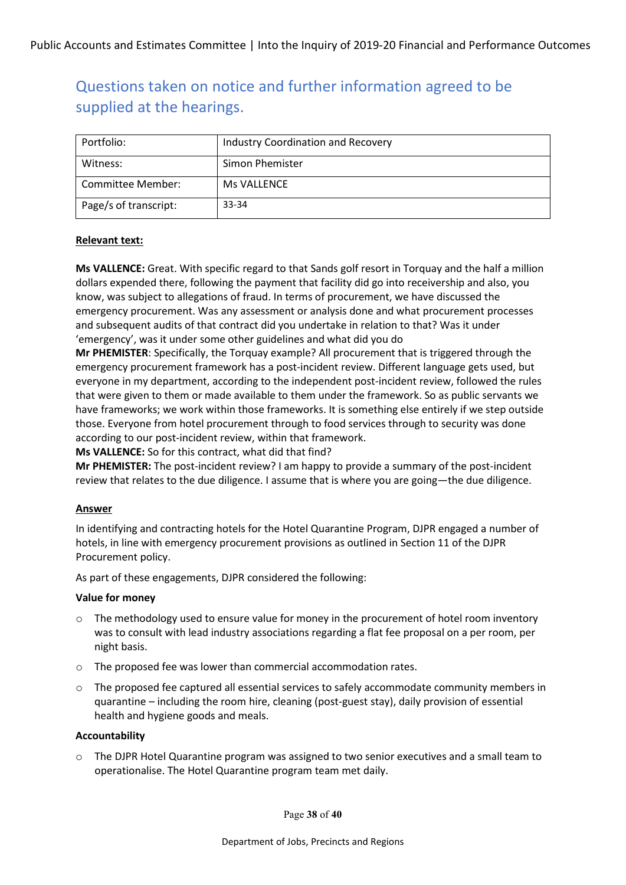## Questions taken on notice and further information agreed to be supplied at the hearings.

| Portfolio: | Industry Coordination and Recovery |
|---|---|
| Witness: | Simon Phemister |
| Committee Member: | Ms VALLENCE |
| Page/s of transcript: | 33-34 |

**Relevant text:**

**Ms VALLENCE:** Great. With specific regard to that Sands golf resort in Torquay and the half a million dollars expended there, following the payment that facility did go into receivership and also, you know, was subject to allegations of fraud. In terms of procurement, we have discussed the emergency procurement. Was any assessment or analysis done and what procurement processes and subsequent audits of that contract did you undertake in relation to that? Was it under 'emergency', was it under some other guidelines and what did you do

**Mr PHEMISTER**: Specifically, the Torquay example? All procurement that is triggered through the emergency procurement framework has a post-incident review. Different language gets used, but everyone in my department, according to the independent post-incident review, followed the rules that were given to them or made available to them under the framework. So as public servants we have frameworks; we work within those frameworks. It is something else entirely if we step outside those. Everyone from hotel procurement through to food services through to security was done according to our post-incident review, within that framework.

**Ms VALLENCE:** So for this contract, what did that find?

**Mr PHEMISTER:** The post-incident review? I am happy to provide a summary of the post-incident review that relates to the due diligence. I assume that is where you are going—the due diligence.

**Answer**

In identifying and contracting hotels for the Hotel Quarantine Program, DJPR engaged a number of hotels, in line with emergency procurement provisions as outlined in Section 11 of the DJPR Procurement policy.

As part of these engagements, DJPR considered the following:

**Value for money**

- The methodology used to ensure value for money in the procurement of hotel room inventory was to consult with lead industry associations regarding a flat fee proposal on a per room, per night basis.
- The proposed fee was lower than commercial accommodation rates.
- The proposed fee captured all essential services to safely accommodate community members in quarantine – including the room hire, cleaning (post-guest stay), daily provision of essential health and hygiene goods and meals.

**Accountability**

- The DJPR Hotel Quarantine program was assigned to two senior executives and a small team to operationalise. The Hotel Quarantine program team met daily.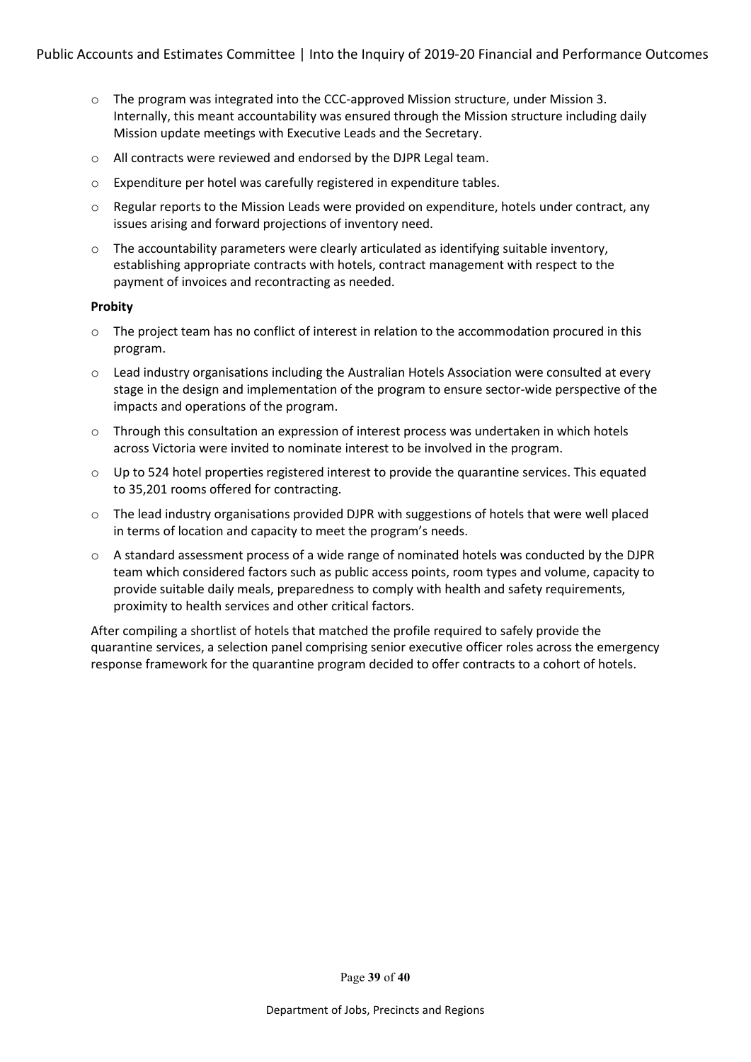- The program was integrated into the CCC-approved Mission structure, under Mission 3. Internally, this meant accountability was ensured through the Mission structure including daily Mission update meetings with Executive Leads and the Secretary.
- All contracts were reviewed and endorsed by the DJPR Legal team.
- Expenditure per hotel was carefully registered in expenditure tables.
- Regular reports to the Mission Leads were provided on expenditure, hotels under contract, any issues arising and forward projections of inventory need.
- The accountability parameters were clearly articulated as identifying suitable inventory, establishing appropriate contracts with hotels, contract management with respect to the payment of invoices and recontracting as needed.

**Probity**

- The project team has no conflict of interest in relation to the accommodation procured in this program.
- Lead industry organisations including the Australian Hotels Association were consulted at every stage in the design and implementation of the program to ensure sector-wide perspective of the impacts and operations of the program.
- Through this consultation an expression of interest process was undertaken in which hotels across Victoria were invited to nominate interest to be involved in the program.
- Up to 524 hotel properties registered interest to provide the quarantine services. This equated to 35,201 rooms offered for contracting.
- The lead industry organisations provided DJPR with suggestions of hotels that were well placed in terms of location and capacity to meet the program's needs.
- A standard assessment process of a wide range of nominated hotels was conducted by the DJPR team which considered factors such as public access points, room types and volume, capacity to provide suitable daily meals, preparedness to comply with health and safety requirements, proximity to health services and other critical factors.

After compiling a shortlist of hotels that matched the profile required to safely provide the quarantine services, a selection panel comprising senior executive officer roles across the emergency response framework for the quarantine program decided to offer contracts to a cohort of hotels.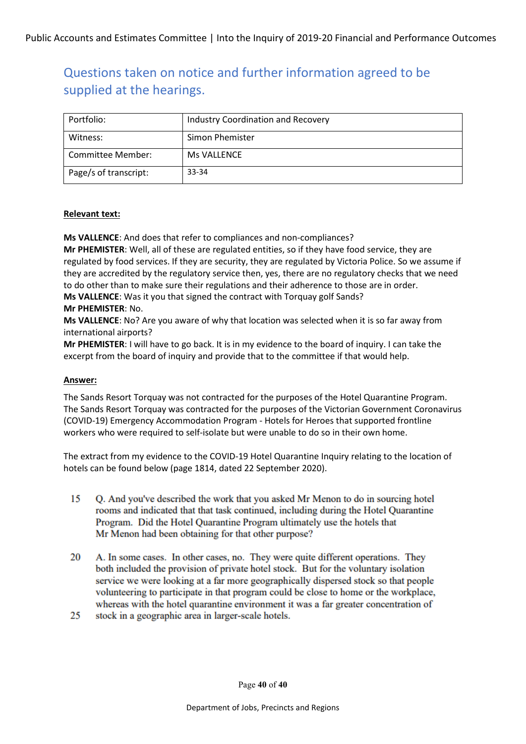## Questions taken on notice and further information agreed to be supplied at the hearings.

| | |
|---|---|
| Portfolio: | Industry Coordination and Recovery |
| Witness: | Simon Phemister |
| Committee Member: | Ms VALLENCE |
| Page/s of transcript: | 33-34 |

**Relevant text:**

**Ms VALLENCE**: And does that refer to compliances and non-compliances?
**Mr PHEMISTER**: Well, all of these are regulated entities, so if they have food service, they are regulated by food services. If they are security, they are regulated by Victoria Police. So we assume if they are accredited by the regulatory service then, yes, there are no regulatory checks that we need to do other than to make sure their regulations and their adherence to those are in order.
**Ms VALLENCE**: Was it you that signed the contract with Torquay golf Sands?
**Mr PHEMISTER**: No.
**Ms VALLENCE**: No? Are you aware of why that location was selected when it is so far away from international airports?
**Mr PHEMISTER**: I will have to go back. It is in my evidence to the board of inquiry. I can take the excerpt from the board of inquiry and provide that to the committee if that would help.

**Answer:**

The Sands Resort Torquay was not contracted for the purposes of the Hotel Quarantine Program. The Sands Resort Torquay was contracted for the purposes of the Victorian Government Coronavirus (COVID-19) Emergency Accommodation Program - Hotels for Heroes that supported frontline workers who were required to self-isolate but were unable to do so in their own home.

The extract from my evidence to the COVID-19 Hotel Quarantine Inquiry relating to the location of hotels can be found below (page 1814, dated 22 September 2020).

15 Q. And you've described the work that you asked Mr Menon to do in sourcing hotel rooms and indicated that that task continued, including during the Hotel Quarantine Program. Did the Hotel Quarantine Program ultimately use the hotels that Mr Menon had been obtaining for that other purpose?

20 A. In some cases. In other cases, no. They were quite different operations. They both included the provision of private hotel stock. But for the voluntary isolation service we were looking at a far more geographically dispersed stock so that people volunteering to participate in that program could be close to home or the workplace, whereas with the hotel quarantine environment it was a far greater concentration of
25 stock in a geographic area in larger-scale hotels.

Department of Jobs, Precincts and Regions